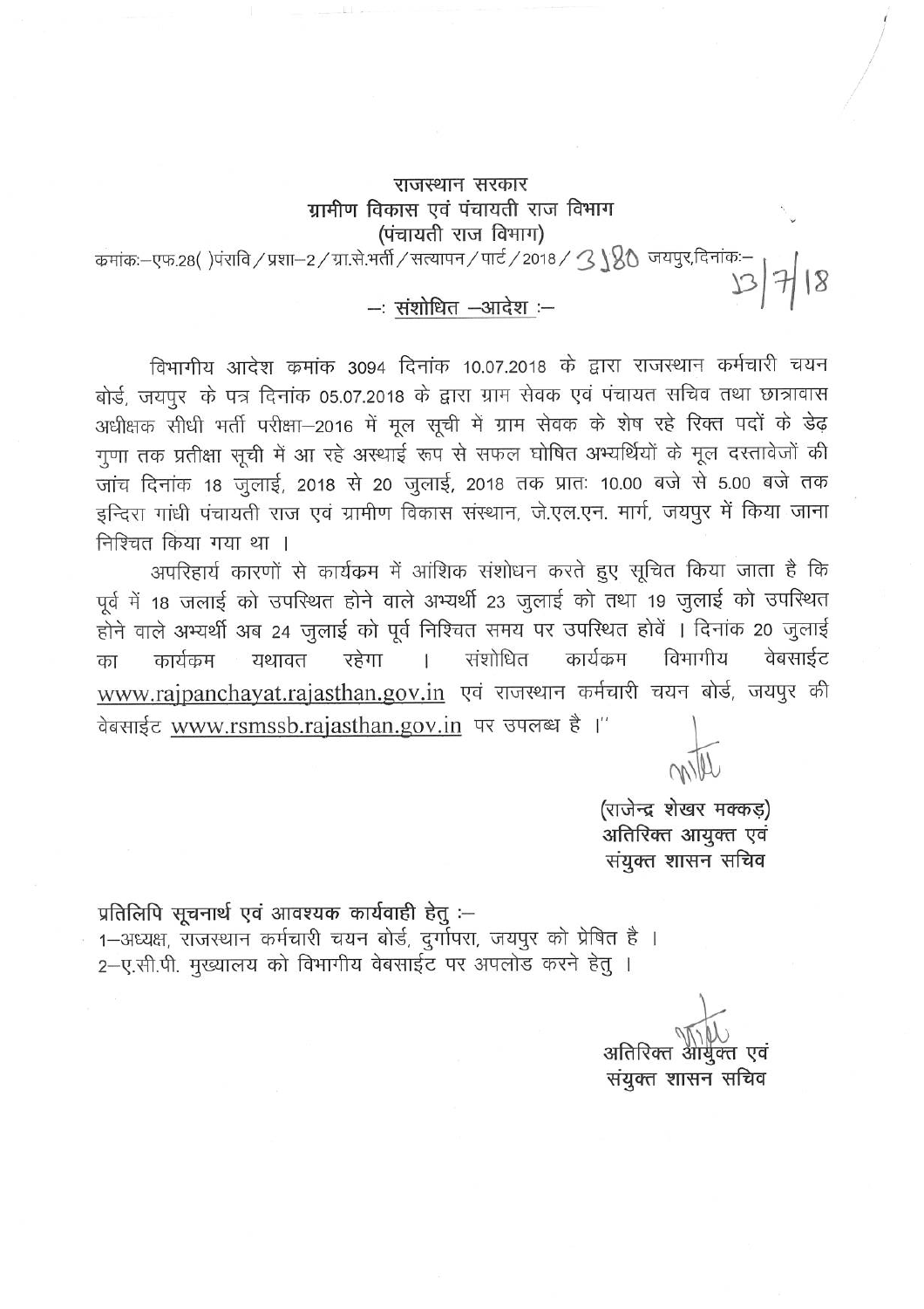**राजस्थान सरकार**
**ग्रामीण विकास एवं पंचायती राज विभाग**
**(पंचायती राज विभाग)**

कमांकः–एफ.28( )पंरावि / प्रशा–2 / ग्रा.से.भर्ती / सत्यापन / पार्ट / 2018 / 3180 जयपुर,दिनांकः– 13/7/18

## –: संशोधित –आदेश :–

विभागीय आदेश कमांक 3094 दिनांक 10.07.2018 के द्वारा राजस्थान कर्मचारी चयन बोर्ड, जयपुर के पत्र दिनांक 05.07.2018 के द्वारा ग्राम सेवक एवं पंचायत सचिव तथा छात्रावास अधीक्षक सीधी भर्ती परीक्षा–2016 में मूल सूची में ग्राम सेवक के शेष रहे रिक्त पदों के डेढ़ गुणा तक प्रतीक्षा सूची में आ रहे अस्थाई रूप से सफल घोषित अभ्यर्थियों के मूल दस्तावेजों की जांच दिनांक 18 जुलाई, 2018 से 20 जुलाई, 2018 तक प्रातः 10.00 बजे से 5.00 बजे तक इन्दिरा गांधी पंचायती राज एवं ग्रामीण विकास संस्थान, जे.एल.एन. मार्ग, जयपुर में किया जाना निश्चित किया गया था ।

अपरिहार्य कारणों से कार्यक्रम में आंशिक संशोधन करते हुए सूचित किया जाता है कि पूर्व में 18 जुलाई को उपस्थित होने वाले अभ्यर्थी 23 जुलाई को तथा 19 जुलाई को उपस्थित होने वाले अभ्यर्थी अब 24 जुलाई को पूर्व निश्चित समय पर उपस्थित होवें । दिनांक 20 जुलाई का कार्यक्रम यथावत रहेगा । संशोधित कार्यक्रम विभागीय वेबसाईट www.rajpanchayat.rajasthan.gov.in एवं राजस्थान कर्मचारी चयन बोर्ड, जयपुर की वेबसाईट www.rsmssb.rajasthan.gov.in पर उपलब्ध है ।"

(राजेन्द्र शेखर मक्कड़)
अतिरिक्त आयुक्त एवं
संयुक्त शासन सचिव

**प्रतिलिपि सूचनार्थ एवं आवश्यक कार्यवाही हेतु :–**

1–अध्यक्ष, राजस्थान कर्मचारी चयन बोर्ड, दुर्गापरा, जयपुर को प्रेषित है ।
2–ए.सी.पी. मुख्यालय को विभागीय वेबसाईट पर अपलोड करने हेतु ।

अतिरिक्त आयुक्त एवं
संयुक्त शासन सचिव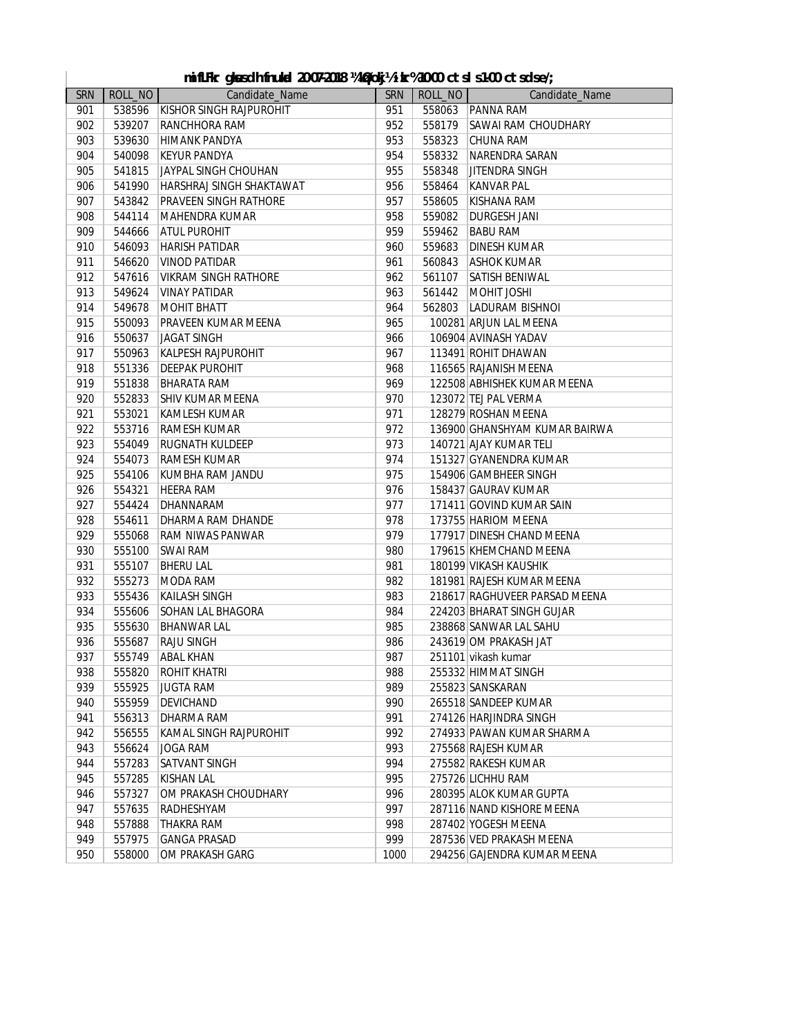**mifLFkr gksus dh fnukad 2007-2018 ¼406 dk;Z½ ikr% 10-00 cts ls 1-00 cts dks e/;**

| SRN | ROLL_NO | Candidate_Name | SRN | ROLL_NO | Candidate_Name |
|---|---|---|---|---|---|
| 901 | 538596 | KISHOR SINGH RAJPUROHIT | 951 | 558063 | PANNA RAM |
| 902 | 539207 | RANCHHORA RAM | 952 | 558179 | SAWAI RAM CHOUDHARY |
| 903 | 539630 | HIMANK PANDYA | 953 | 558323 | CHUNA RAM |
| 904 | 540098 | KEYUR PANDYA | 954 | 558332 | NARENDRA SARAN |
| 905 | 541815 | JAYPAL SINGH CHOUHAN | 955 | 558348 | JITENDRA SINGH |
| 906 | 541990 | HARSHRAJ SINGH SHAKTAWAT | 956 | 558464 | KANVAR PAL |
| 907 | 543842 | PRAVEEN SINGH RATHORE | 957 | 558605 | KISHANA RAM |
| 908 | 544114 | MAHENDRA KUMAR | 958 | 559082 | DURGESH JANI |
| 909 | 544666 | ATUL PUROHIT | 959 | 559462 | BABU RAM |
| 910 | 546093 | HARISH PATIDAR | 960 | 559683 | DINESH KUMAR |
| 911 | 546620 | VINOD PATIDAR | 961 | 560843 | ASHOK KUMAR |
| 912 | 547616 | VIKRAM SINGH RATHORE | 962 | 561107 | SATISH BENIWAL |
| 913 | 549624 | VINAY PATIDAR | 963 | 561442 | MOHIT JOSHI |
| 914 | 549678 | MOHIT BHATT | 964 | 562803 | LADURAM BISHNOI |
| 915 | 550093 | PRAVEEN KUMAR MEENA | 965 | 100281 | ARJUN LAL MEENA |
| 916 | 550637 | JAGAT SINGH | 966 | 106904 | AVINASH YADAV |
| 917 | 550963 | KALPESH RAJPUROHIT | 967 | 113491 | ROHIT DHAWAN |
| 918 | 551336 | DEEPAK PUROHIT | 968 | 116565 | RAJANISH MEENA |
| 919 | 551838 | BHARATA RAM | 969 | 122508 | ABHISHEK KUMAR MEENA |
| 920 | 552833 | SHIV KUMAR MEENA | 970 | 123072 | TEJ PAL VERMA |
| 921 | 553021 | KAMLESH KUMAR | 971 | 128279 | ROSHAN MEENA |
| 922 | 553716 | RAMESH KUMAR | 972 | 136900 | GHANSHYAM KUMAR BAIRWA |
| 923 | 554049 | RUGNATH KULDEEP | 973 | 140721 | AJAY KUMAR TELI |
| 924 | 554073 | RAMESH KUMAR | 974 | 151327 | GYANENDRA KUMAR |
| 925 | 554106 | KUMBHA RAM JANDU | 975 | 154906 | GAMBHEER SINGH |
| 926 | 554321 | HEERA RAM | 976 | 158437 | GAURAV KUMAR |
| 927 | 554424 | DHANNARAM | 977 | 171411 | GOVIND KUMAR SAIN |
| 928 | 554611 | DHARMA RAM DHANDE | 978 | 173755 | HARIOM MEENA |
| 929 | 555068 | RAM NIWAS PANWAR | 979 | 177917 | DINESH CHAND MEENA |
| 930 | 555100 | SWAI RAM | 980 | 179615 | KHEMCHAND MEENA |
| 931 | 555107 | BHERU LAL | 981 | 180199 | VIKASH KAUSHIK |
| 932 | 555273 | MODA RAM | 982 | 181981 | RAJESH KUMAR MEENA |
| 933 | 555436 | KAILASH SINGH | 983 | 218617 | RAGHUVEER PARSAD MEENA |
| 934 | 555606 | SOHAN LAL BHAGORA | 984 | 224203 | BHARAT SINGH GUJAR |
| 935 | 555630 | BHANWAR LAL | 985 | 238868 | SANWAR LAL SAHU |
| 936 | 555687 | RAJU SINGH | 986 | 243619 | OM PRAKASH JAT |
| 937 | 555749 | ABAL KHAN | 987 | 251101 | vikash kumar |
| 938 | 555820 | ROHIT KHATRI | 988 | 255332 | HIMMAT SINGH |
| 939 | 555925 | JUGTA RAM | 989 | 255823 | SANSKARAN |
| 940 | 555959 | DEVICHAND | 990 | 265518 | SANDEEP KUMAR |
| 941 | 556313 | DHARMA RAM | 991 | 274126 | HARJINDRA SINGH |
| 942 | 556555 | KAMAL SINGH RAJPUROHIT | 992 | 274933 | PAWAN KUMAR SHARMA |
| 943 | 556624 | JOGA RAM | 993 | 275568 | RAJESH KUMAR |
| 944 | 557283 | SATVANT SINGH | 994 | 275582 | RAKESH KUMAR |
| 945 | 557285 | KISHAN LAL | 995 | 275726 | LICHHU RAM |
| 946 | 557327 | OM PRAKASH CHOUDHARY | 996 | 280395 | ALOK KUMAR GUPTA |
| 947 | 557635 | RADHESHYAM | 997 | 287116 | NAND KISHORE MEENA |
| 948 | 557888 | THAKRA RAM | 998 | 287402 | YOGESH MEENA |
| 949 | 557975 | GANGA PRASAD | 999 | 287536 | VED PRAKASH MEENA |
| 950 | 558000 | OM PRAKASH GARG | 1000 | 294256 | GAJENDRA KUMAR MEENA |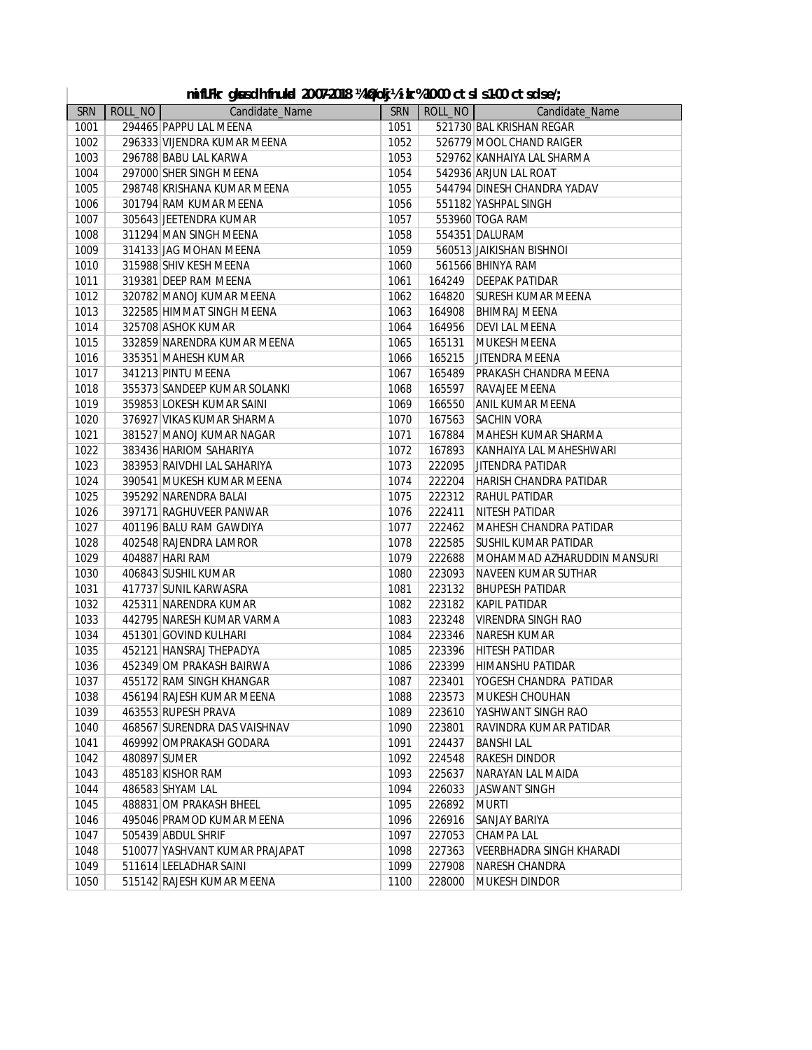**mifLFkr gksus dh fnukad 20-07-2018 ¼'kqØokj½ le; 10-00 cts ls 1-00 cts ds e/;**

| SRN | ROLL_NO | Candidate_Name | SRN | ROLL_NO | Candidate_Name |
|---|---|---|---|---|---|
| 1001 | 294465 | PAPPU LAL MEENA | 1051 | 521730 | BAL KRISHAN REGAR |
| 1002 | 296333 | VIJENDRA KUMAR MEENA | 1052 | 526779 | MOOL CHAND RAIGER |
| 1003 | 296788 | BABU LAL KARWA | 1053 | 529762 | KANHAIYA LAL SHARMA |
| 1004 | 297000 | SHER SINGH MEENA | 1054 | 542936 | ARJUN LAL ROAT |
| 1005 | 298748 | KRISHANA KUMAR MEENA | 1055 | 544794 | DINESH CHANDRA YADAV |
| 1006 | 301794 | RAM KUMAR MEENA | 1056 | 551182 | YASHPAL SINGH |
| 1007 | 305643 | JEETENDRA KUMAR | 1057 | 553960 | TOGA RAM |
| 1008 | 311294 | MAN SINGH MEENA | 1058 | 554351 | DALURAM |
| 1009 | 314133 | JAG MOHAN MEENA | 1059 | 560513 | JAIKISHAN BISHNOI |
| 1010 | 315988 | SHIV KESH MEENA | 1060 | 561566 | BHINYA RAM |
| 1011 | 319381 | DEEP RAM MEENA | 1061 | 164249 | DEEPAK PATIDAR |
| 1012 | 320782 | MANOJ KUMAR MEENA | 1062 | 164820 | SURESH KUMAR MEENA |
| 1013 | 322585 | HIMMAT SINGH MEENA | 1063 | 164908 | BHIMRAJ MEENA |
| 1014 | 325708 | ASHOK KUMAR | 1064 | 164956 | DEVI LAL MEENA |
| 1015 | 332859 | NARENDRA KUMAR MEENA | 1065 | 165131 | MUKESH MEENA |
| 1016 | 335351 | MAHESH KUMAR | 1066 | 165215 | JITENDRA MEENA |
| 1017 | 341213 | PINTU MEENA | 1067 | 165489 | PRAKASH CHANDRA MEENA |
| 1018 | 355373 | SANDEEP KUMAR SOLANKI | 1068 | 165597 | RAVAJEE MEENA |
| 1019 | 359853 | LOKESH KUMAR SAINI | 1069 | 166550 | ANIL KUMAR MEENA |
| 1020 | 376927 | VIKAS KUMAR SHARMA | 1070 | 167563 | SACHIN VORA |
| 1021 | 381527 | MANOJ KUMAR NAGAR | 1071 | 167884 | MAHESH KUMAR SHARMA |
| 1022 | 383436 | HARIOM SAHARIYA | 1072 | 167893 | KANHAIYA LAL MAHESHWARI |
| 1023 | 383953 | RAIVDHI LAL SAHARIYA | 1073 | 222095 | JITENDRA PATIDAR |
| 1024 | 390541 | MUKESH KUMAR MEENA | 1074 | 222204 | HARISH CHANDRA PATIDAR |
| 1025 | 395292 | NARENDRA BALAI | 1075 | 222312 | RAHUL PATIDAR |
| 1026 | 397171 | RAGHUVEER PANWAR | 1076 | 222411 | NITESH PATIDAR |
| 1027 | 401196 | BALU RAM GAWDIYA | 1077 | 222462 | MAHESH CHANDRA PATIDAR |
| 1028 | 402548 | RAJENDRA LAMROR | 1078 | 222585 | SUSHIL KUMAR PATIDAR |
| 1029 | 404887 | HARI RAM | 1079 | 222688 | MOHAMMAD AZHARUDDIN MANSURI |
| 1030 | 406843 | SUSHIL KUMAR | 1080 | 223093 | NAVEEN KUMAR SUTHAR |
| 1031 | 417737 | SUNIL KARWASRA | 1081 | 223132 | BHUPESH PATIDAR |
| 1032 | 425311 | NARENDRA KUMAR | 1082 | 223182 | KAPIL PATIDAR |
| 1033 | 442795 | NARESH KUMAR VARMA | 1083 | 223248 | VIRENDRA SINGH RAO |
| 1034 | 451301 | GOVIND KULHARI | 1084 | 223346 | NARESH KUMAR |
| 1035 | 452121 | HANSRAJ THEPADYA | 1085 | 223396 | HITESH PATIDAR |
| 1036 | 452349 | OM PRAKASH BAIRWA | 1086 | 223399 | HIMANSHU PATIDAR |
| 1037 | 455172 | RAM SINGH KHANGAR | 1087 | 223401 | YOGESH CHANDRA PATIDAR |
| 1038 | 456194 | RAJESH KUMAR MEENA | 1088 | 223573 | MUKESH CHOUHAN |
| 1039 | 463553 | RUPESH PRAVA | 1089 | 223610 | YASHWANT SINGH RAO |
| 1040 | 468567 | SURENDRA DAS VAISHNAV | 1090 | 223801 | RAVINDRA KUMAR PATIDAR |
| 1041 | 469992 | OMPRAKASH GODARA | 1091 | 224437 | BANSHI LAL |
| 1042 | 480897 | SUMER | 1092 | 224548 | RAKESH DINDOR |
| 1043 | 485183 | KISHOR RAM | 1093 | 225637 | NARAYAN LAL MAIDA |
| 1044 | 486583 | SHYAM LAL | 1094 | 226033 | JASWANT SINGH |
| 1045 | 488831 | OM PRAKASH BHEEL | 1095 | 226892 | MURTI |
| 1046 | 495046 | PRAMOD KUMAR MEENA | 1096 | 226916 | SANJAY BARIYA |
| 1047 | 505439 | ABDUL SHRIF | 1097 | 227053 | CHAMPA LAL |
| 1048 | 510077 | YASHVANT KUMAR PRAJAPAT | 1098 | 227363 | VEERBHADRA SINGH KHARADI |
| 1049 | 511614 | LEELADHAR SAINI | 1099 | 227908 | NARESH CHANDRA |
| 1050 | 515142 | RAJESH KUMAR MEENA | 1100 | 228000 | MUKESH DINDOR |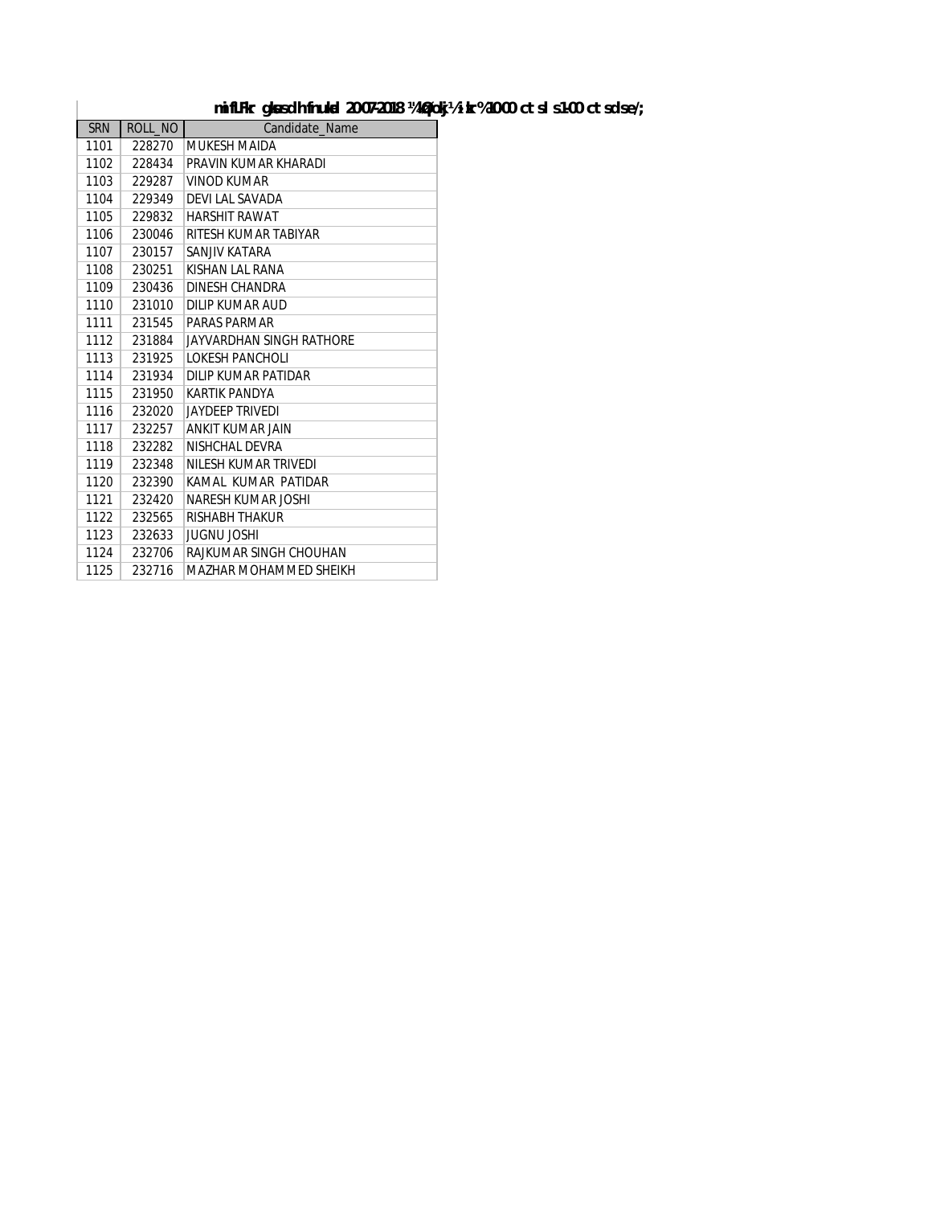**mifLFkr gksus dh fnukad 20-07-2018 ¼lkseokj½ le; 10-00 cts ls 1-00 cts rd**

| SRN | ROLL_NO | Candidate_Name |
|---|---|---|
| 1101 | 228270 | MUKESH MAIDA |
| 1102 | 228434 | PRAVIN KUMAR KHARADI |
| 1103 | 229287 | VINOD KUMAR |
| 1104 | 229349 | DEVI LAL SAVADA |
| 1105 | 229832 | HARSHIT RAWAT |
| 1106 | 230046 | RITESH KUMAR TABIYAR |
| 1107 | 230157 | SANJIV KATARA |
| 1108 | 230251 | KISHAN LAL RANA |
| 1109 | 230436 | DINESH CHANDRA |
| 1110 | 231010 | DILIP KUMAR AUD |
| 1111 | 231545 | PARAS PARMAR |
| 1112 | 231884 | JAYVARDHAN SINGH RATHORE |
| 1113 | 231925 | LOKESH PANCHOLI |
| 1114 | 231934 | DILIP KUMAR PATIDAR |
| 1115 | 231950 | KARTIK PANDYA |
| 1116 | 232020 | JAYDEEP TRIVEDI |
| 1117 | 232257 | ANKIT KUMAR JAIN |
| 1118 | 232282 | NISHCHAL DEVRA |
| 1119 | 232348 | NILESH KUMAR TRIVEDI |
| 1120 | 232390 | KAMAL KUMAR PATIDAR |
| 1121 | 232420 | NARESH KUMAR JOSHI |
| 1122 | 232565 | RISHABH THAKUR |
| 1123 | 232633 | JUGNU JOSHI |
| 1124 | 232706 | RAJKUMAR SINGH CHOUHAN |
| 1125 | 232716 | MAZHAR MOHAMMED SHEIKH |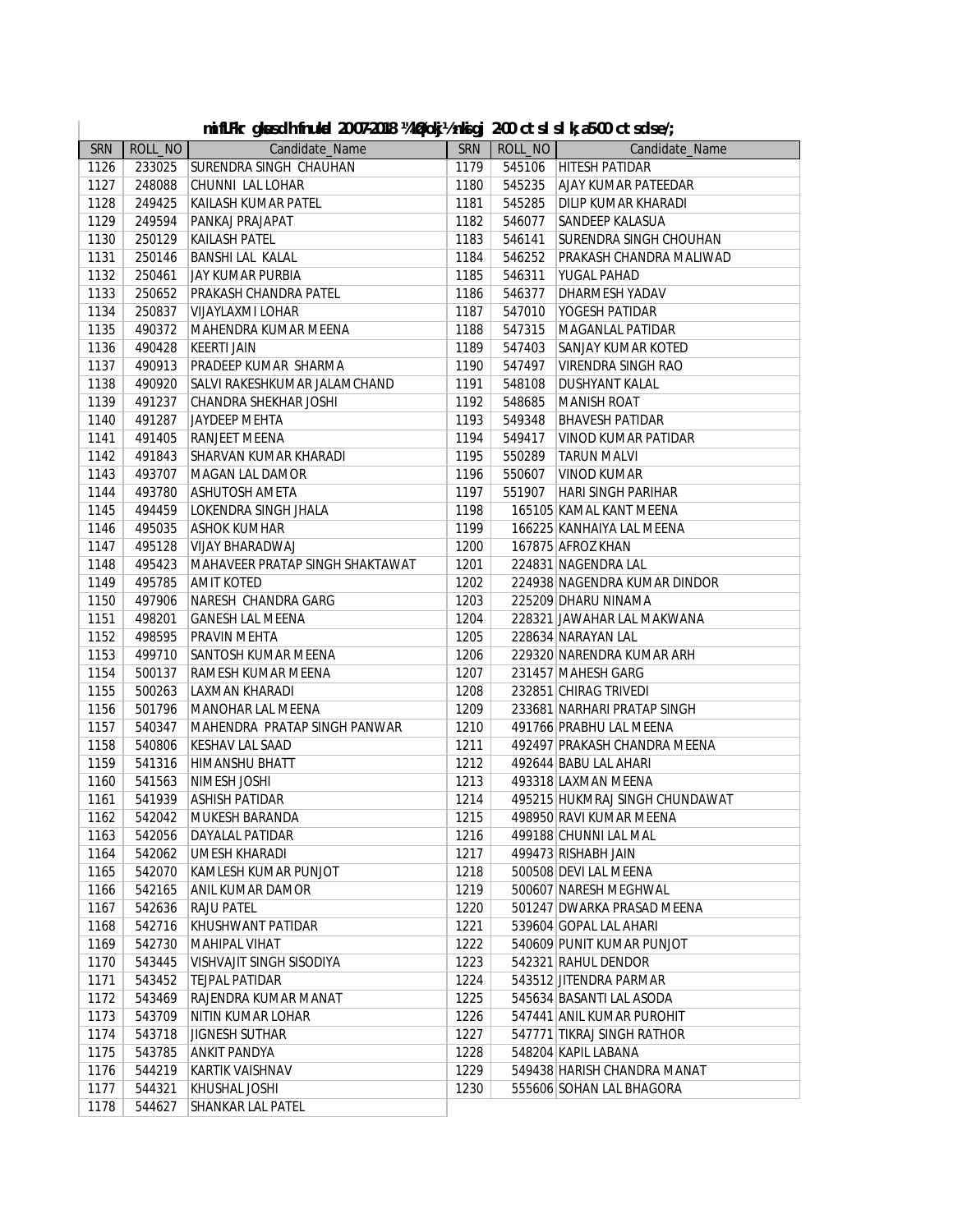**mnfLFkr gksus dh fnukad 20-07-2018 ¼le;&1½ nksigj 2-00 cts ls lk;a 5-00 cts rd se/;**

| SRN | ROLL_NO | Candidate_Name | SRN | ROLL_NO | Candidate_Name |
|---|---|---|---|---|---|
| 1126 | 233025 | SURENDRA SINGH CHAUHAN | 1179 | 545106 | HITESH PATIDAR |
| 1127 | 248088 | CHUNNI LAL LOHAR | 1180 | 545235 | AJAY KUMAR PATEEDAR |
| 1128 | 249425 | KAILASH KUMAR PATEL | 1181 | 545285 | DILIP KUMAR KHARADI |
| 1129 | 249594 | PANKAJ PRAJAPAT | 1182 | 546077 | SANDEEP KALASUA |
| 1130 | 250129 | KAILASH PATEL | 1183 | 546141 | SURENDRA SINGH CHOUHAN |
| 1131 | 250146 | BANSHI LAL KALAL | 1184 | 546252 | PRAKASH CHANDRA MALIWAD |
| 1132 | 250461 | JAY KUMAR PURBIA | 1185 | 546311 | YUGAL PAHAD |
| 1133 | 250652 | PRAKASH CHANDRA PATEL | 1186 | 546377 | DHARMESH YADAV |
| 1134 | 250837 | VIJAYLAXMI LOHAR | 1187 | 547010 | YOGESH PATIDAR |
| 1135 | 490372 | MAHENDRA KUMAR MEENA | 1188 | 547315 | MAGANLAL PATIDAR |
| 1136 | 490428 | KEERTI JAIN | 1189 | 547403 | SANJAY KUMAR KOTED |
| 1137 | 490913 | PRADEEP KUMAR SHARMA | 1190 | 547497 | VIRENDRA SINGH RAO |
| 1138 | 490920 | SALVI RAKESHKUMAR JALAMCHAND | 1191 | 548108 | DUSHYANT KALAL |
| 1139 | 491237 | CHANDRA SHEKHAR JOSHI | 1192 | 548685 | MANISH ROAT |
| 1140 | 491287 | JAYDEEP MEHTA | 1193 | 549348 | BHAVESH PATIDAR |
| 1141 | 491405 | RANJEET MEENA | 1194 | 549417 | VINOD KUMAR PATIDAR |
| 1142 | 491843 | SHARVAN KUMAR KHARADI | 1195 | 550289 | TARUN MALVI |
| 1143 | 493707 | MAGAN LAL DAMOR | 1196 | 550607 | VINOD KUMAR |
| 1144 | 493780 | ASHUTOSH AMETA | 1197 | 551907 | HARI SINGH PARIHAR |
| 1145 | 494459 | LOKENDRA SINGH JHALA | 1198 | 165105 | KAMAL KANT MEENA |
| 1146 | 495035 | ASHOK KUMHAR | 1199 | 166225 | KANHAIYA LAL MEENA |
| 1147 | 495128 | VIJAY BHARADWAJ | 1200 | 167875 | AFROZ KHAN |
| 1148 | 495423 | MAHAVEER PRATAP SINGH SHAKTAWAT | 1201 | 224831 | NAGENDRA LAL |
| 1149 | 495785 | AMIT KOTED | 1202 | 224938 | NAGENDRA KUMAR DINDOR |
| 1150 | 497906 | NARESH CHANDRA GARG | 1203 | 225209 | DHARU NINAMA |
| 1151 | 498201 | GANESH LAL MEENA | 1204 | 228321 | JAWAHAR LAL MAKWANA |
| 1152 | 498595 | PRAVIN MEHTA | 1205 | 228634 | NARAYAN LAL |
| 1153 | 499710 | SANTOSH KUMAR MEENA | 1206 | 229320 | NARENDRA KUMAR ARH |
| 1154 | 500137 | RAMESH KUMAR MEENA | 1207 | 231457 | MAHESH GARG |
| 1155 | 500263 | LAXMAN KHARADI | 1208 | 232851 | CHIRAG TRIVEDI |
| 1156 | 501796 | MANOHAR LAL MEENA | 1209 | 233681 | NARHARI PRATAP SINGH |
| 1157 | 540347 | MAHENDRA PRATAP SINGH PANWAR | 1210 | 491766 | PRABHU LAL MEENA |
| 1158 | 540806 | KESHAV LAL SAAD | 1211 | 492497 | PRAKASH CHANDRA MEENA |
| 1159 | 541316 | HIMANSHU BHATT | 1212 | 492644 | BABU LAL AHARI |
| 1160 | 541563 | NIMESH JOSHI | 1213 | 493318 | LAXMAN MEENA |
| 1161 | 541939 | ASHISH PATIDAR | 1214 | 495215 | HUKMRAJ SINGH CHUNDAWAT |
| 1162 | 542042 | MUKESH BARANDA | 1215 | 498950 | RAVI KUMAR MEENA |
| 1163 | 542056 | DAYALAL PATIDAR | 1216 | 499188 | CHUNNI LAL MAL |
| 1164 | 542062 | UMESH KHARADI | 1217 | 499473 | RISHABH JAIN |
| 1165 | 542070 | KAMLESH KUMAR PUNJOT | 1218 | 500508 | DEVI LAL MEENA |
| 1166 | 542165 | ANIL KUMAR DAMOR | 1219 | 500607 | NARESH MEGHWAL |
| 1167 | 542636 | RAJU PATEL | 1220 | 501247 | DWARKA PRASAD MEENA |
| 1168 | 542716 | KHUSHWANT PATIDAR | 1221 | 539604 | GOPAL LAL AHARI |
| 1169 | 542730 | MAHIPAL VIHAT | 1222 | 540609 | PUNIT KUMAR PUNJOT |
| 1170 | 543445 | VISHVAJIT SINGH SISODIYA | 1223 | 542321 | RAHUL DENDOR |
| 1171 | 543452 | TEJPAL PATIDAR | 1224 | 543512 | JITENDRA PARMAR |
| 1172 | 543469 | RAJENDRA KUMAR MANAT | 1225 | 545634 | BASANTI LAL ASODA |
| 1173 | 543709 | NITIN KUMAR LOHAR | 1226 | 547441 | ANIL KUMAR PUROHIT |
| 1174 | 543718 | JIGNESH SUTHAR | 1227 | 547771 | TIKRAJ SINGH RATHOR |
| 1175 | 543785 | ANKIT PANDYA | 1228 | 548204 | KAPIL LABANA |
| 1176 | 544219 | KARTIK VAISHNAV | 1229 | 549438 | HARISH CHANDRA MANAT |
| 1177 | 544321 | KHUSHAL JOSHI | 1230 | 555606 | SOHAN LAL BHAGORA |
| 1178 | 544627 | SHANKAR LAL PATEL | | | |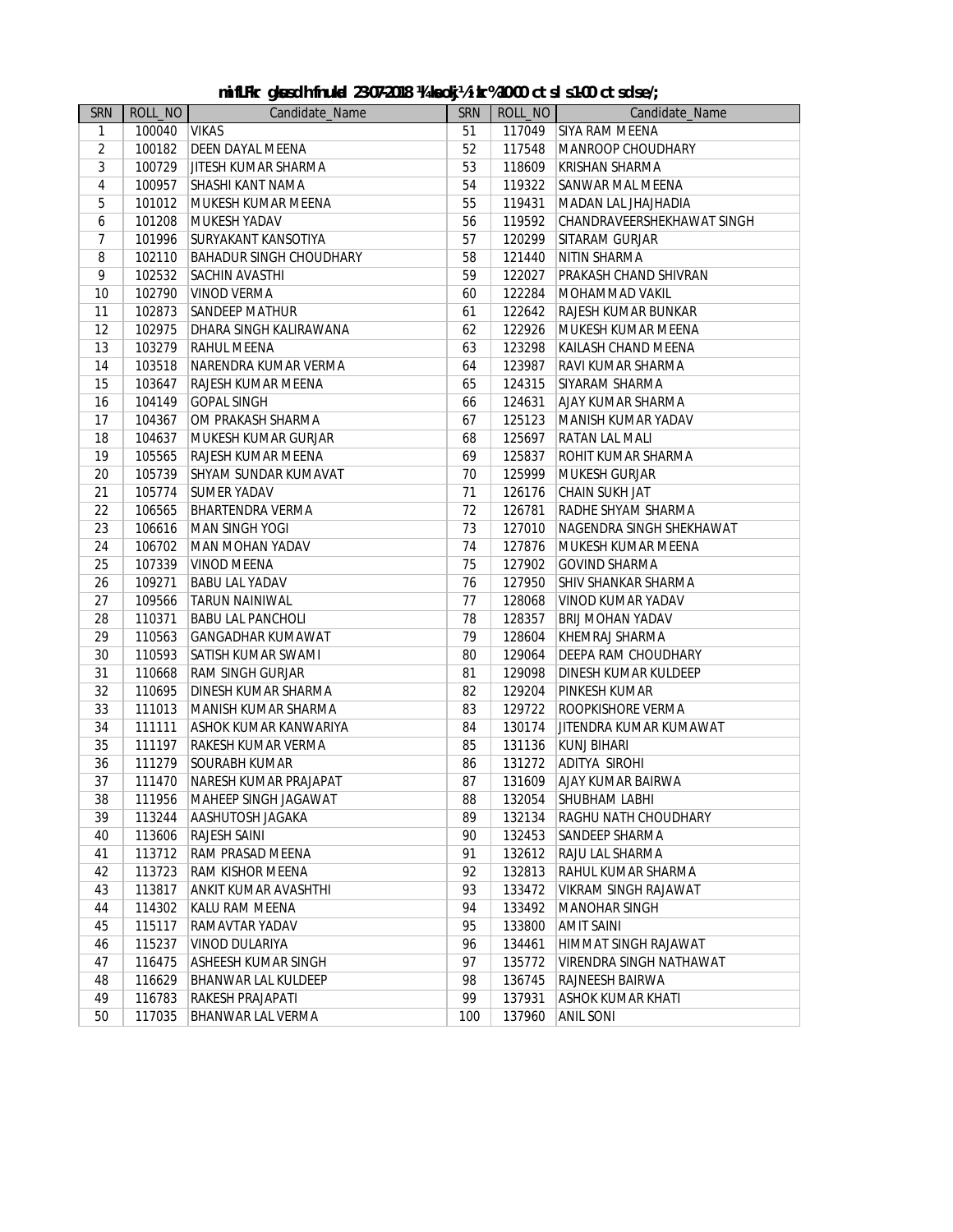**mifLFkr gksus dh fnukad 23-07-2018 ¼lkseokj½ le; 10-00 ct s ls 1-00 ct s d se/;**

| SRN | ROLL_NO | Candidate_Name | SRN | ROLL_NO | Candidate_Name |
|---|---|---|---|---|---|
| 1 | 100040 | VIKAS | 51 | 117049 | SIYA RAM MEENA |
| 2 | 100182 | DEEN DAYAL MEENA | 52 | 117548 | MANROOP CHOUDHARY |
| 3 | 100729 | JITESH KUMAR SHARMA | 53 | 118609 | KRISHAN SHARMA |
| 4 | 100957 | SHASHI KANT NAMA | 54 | 119322 | SANWAR MAL MEENA |
| 5 | 101012 | MUKESH KUMAR MEENA | 55 | 119431 | MADAN LAL JHAJHADIA |
| 6 | 101208 | MUKESH YADAV | 56 | 119592 | CHANDRAVEERSHEKHAWAT SINGH |
| 7 | 101996 | SURYAKANT KANSOTIYA | 57 | 120299 | SITARAM GURJAR |
| 8 | 102110 | BAHADUR SINGH CHOUDHARY | 58 | 121440 | NITIN SHARMA |
| 9 | 102532 | SACHIN AVASTHI | 59 | 122027 | PRAKASH CHAND SHIVRAN |
| 10 | 102790 | VINOD VERMA | 60 | 122284 | MOHAMMAD VAKIL |
| 11 | 102873 | SANDEEP MATHUR | 61 | 122642 | RAJESH KUMAR BUNKAR |
| 12 | 102975 | DHARA SINGH KALIRAWANA | 62 | 122926 | MUKESH KUMAR MEENA |
| 13 | 103279 | RAHUL MEENA | 63 | 123298 | KAILASH CHAND MEENA |
| 14 | 103518 | NARENDRA KUMAR VERMA | 64 | 123987 | RAVI KUMAR SHARMA |
| 15 | 103647 | RAJESH KUMAR MEENA | 65 | 124315 | SIYARAM SHARMA |
| 16 | 104149 | GOPAL SINGH | 66 | 124631 | AJAY KUMAR SHARMA |
| 17 | 104367 | OM PRAKASH SHARMA | 67 | 125123 | MANISH KUMAR YADAV |
| 18 | 104637 | MUKESH KUMAR GURJAR | 68 | 125697 | RATAN LAL MALI |
| 19 | 105565 | RAJESH KUMAR MEENA | 69 | 125837 | ROHIT KUMAR SHARMA |
| 20 | 105739 | SHYAM SUNDAR KUMAVAT | 70 | 125999 | MUKESH GURJAR |
| 21 | 105774 | SUMER YADAV | 71 | 126176 | CHAIN SUKH JAT |
| 22 | 106565 | BHARTENDRA VERMA | 72 | 126781 | RADHE SHYAM SHARMA |
| 23 | 106616 | MAN SINGH YOGI | 73 | 127010 | NAGENDRA SINGH SHEKHAWAT |
| 24 | 106702 | MAN MOHAN YADAV | 74 | 127876 | MUKESH KUMAR MEENA |
| 25 | 107339 | VINOD MEENA | 75 | 127902 | GOVIND SHARMA |
| 26 | 109271 | BABU LAL YADAV | 76 | 127950 | SHIV SHANKAR SHARMA |
| 27 | 109566 | TARUN NAINIWAL | 77 | 128068 | VINOD KUMAR YADAV |
| 28 | 110371 | BABU LAL PANCHOLI | 78 | 128357 | BRIJ MOHAN YADAV |
| 29 | 110563 | GANGADHAR KUMAWAT | 79 | 128604 | KHEMRAJ SHARMA |
| 30 | 110593 | SATISH KUMAR SWAMI | 80 | 129064 | DEEPA RAM CHOUDHARY |
| 31 | 110668 | RAM SINGH GURJAR | 81 | 129098 | DINESH KUMAR KULDEEP |
| 32 | 110695 | DINESH KUMAR SHARMA | 82 | 129204 | PINKESH KUMAR |
| 33 | 111013 | MANISH KUMAR SHARMA | 83 | 129722 | ROOPKISHORE VERMA |
| 34 | 111111 | ASHOK KUMAR KANWARIYA | 84 | 130174 | JITENDRA KUMAR KUMAWAT |
| 35 | 111197 | RAKESH KUMAR VERMA | 85 | 131136 | KUNJ BIHARI |
| 36 | 111279 | SOURABH KUMAR | 86 | 131272 | ADITYA SIROHI |
| 37 | 111470 | NARESH KUMAR PRAJAPAT | 87 | 131609 | AJAY KUMAR BAIRWA |
| 38 | 111956 | MAHEEP SINGH JAGAWAT | 88 | 132054 | SHUBHAM LABHI |
| 39 | 113244 | AASHUTOSH JAGAKA | 89 | 132134 | RAGHU NATH CHOUDHARY |
| 40 | 113606 | RAJESH SAINI | 90 | 132453 | SANDEEP SHARMA |
| 41 | 113712 | RAM PRASAD MEENA | 91 | 132612 | RAJU LAL SHARMA |
| 42 | 113723 | RAM KISHOR MEENA | 92 | 132813 | RAHUL KUMAR SHARMA |
| 43 | 113817 | ANKIT KUMAR AVASHTHI | 93 | 133472 | VIKRAM SINGH RAJAWAT |
| 44 | 114302 | KALU RAM MEENA | 94 | 133492 | MANOHAR SINGH |
| 45 | 115117 | RAMAVTAR YADAV | 95 | 133800 | AMIT SAINI |
| 46 | 115237 | VINOD DULARIYA | 96 | 134461 | HIMMAT SINGH RAJAWAT |
| 47 | 116475 | ASHEESH KUMAR SINGH | 97 | 135772 | VIRENDRA SINGH NATHAWAT |
| 48 | 116629 | BHANWAR LAL KULDEEP | 98 | 136745 | RAJNEESH BAIRWA |
| 49 | 116783 | RAKESH PRAJAPATI | 99 | 137931 | ASHOK KUMAR KHATI |
| 50 | 117035 | BHANWAR LAL VERMA | 100 | 137960 | ANIL SONI |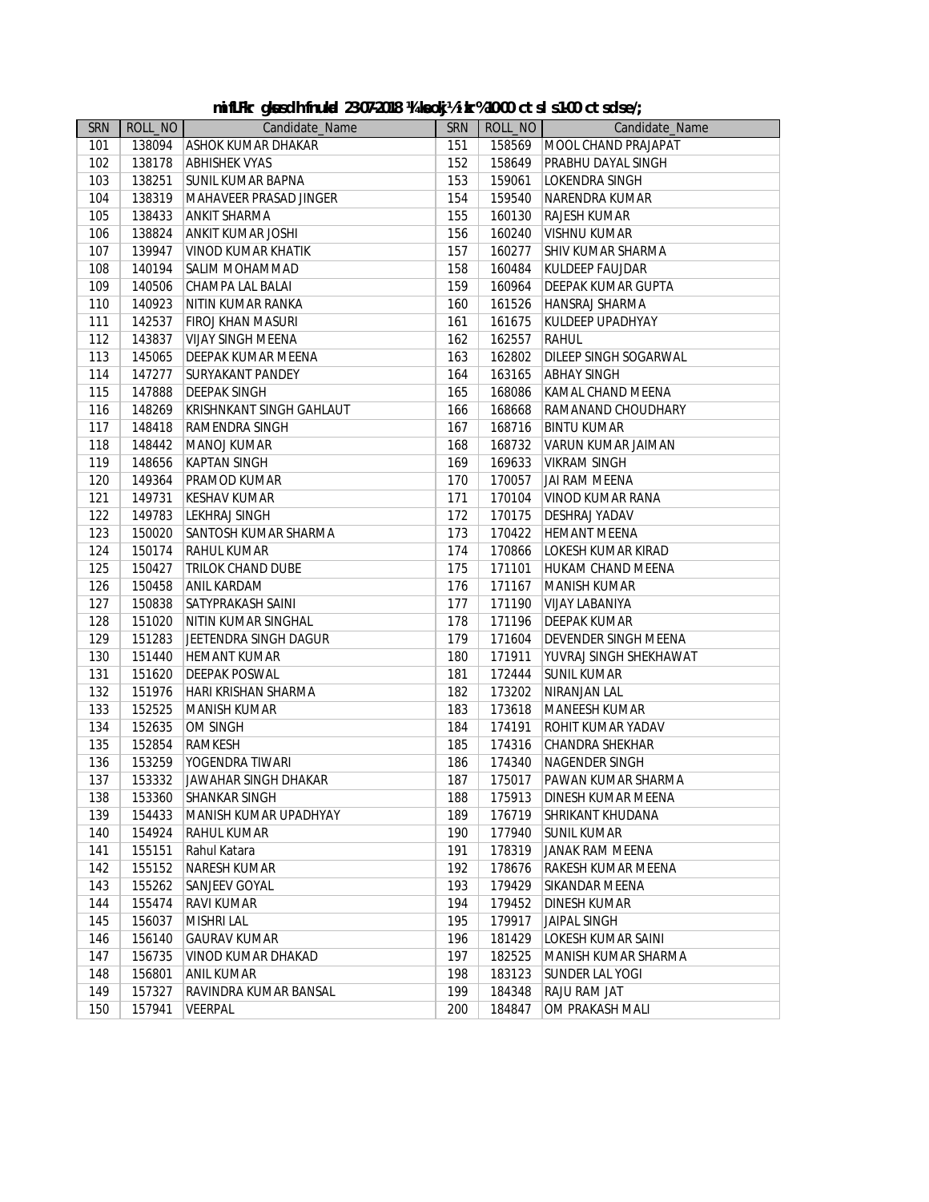**mifLFkr gksus dh fnukad 23-07-2018 ¼lkseokj½ le; % 10-00 cts ls 1-00 cts rd ¼e/;**

| SRN | ROLL_NO | Candidate_Name | SRN | ROLL_NO | Candidate_Name |
|---|---|---|---|---|---|
| 101 | 138094 | ASHOK KUMAR DHAKAR | 151 | 158569 | MOOL CHAND PRAJAPAT |
| 102 | 138178 | ABHISHEK VYAS | 152 | 158649 | PRABHU DAYAL SINGH |
| 103 | 138251 | SUNIL KUMAR BAPNA | 153 | 159061 | LOKENDRA SINGH |
| 104 | 138319 | MAHAVEER PRASAD JINGER | 154 | 159540 | NARENDRA KUMAR |
| 105 | 138433 | ANKIT SHARMA | 155 | 160130 | RAJESH KUMAR |
| 106 | 138824 | ANKIT KUMAR JOSHI | 156 | 160240 | VISHNU KUMAR |
| 107 | 139947 | VINOD KUMAR KHATIK | 157 | 160277 | SHIV KUMAR SHARMA |
| 108 | 140194 | SALIM MOHAMMAD | 158 | 160484 | KULDEEP FAUJDAR |
| 109 | 140506 | CHAMPA LAL BALAI | 159 | 160964 | DEEPAK KUMAR GUPTA |
| 110 | 140923 | NITIN KUMAR RANKA | 160 | 161526 | HANSRAJ SHARMA |
| 111 | 142537 | FIROJ KHAN MASURI | 161 | 161675 | KULDEEP UPADHYAY |
| 112 | 143837 | VIJAY SINGH MEENA | 162 | 162557 | RAHUL |
| 113 | 145065 | DEEPAK KUMAR MEENA | 163 | 162802 | DILEEP SINGH SOGARWAL |
| 114 | 147277 | SURYAKANT PANDEY | 164 | 163165 | ABHAY SINGH |
| 115 | 147888 | DEEPAK SINGH | 165 | 168086 | KAMAL CHAND MEENA |
| 116 | 148269 | KRISHNKANT SINGH GAHLAUT | 166 | 168668 | RAMANAND CHOUDHARY |
| 117 | 148418 | RAMENDRA SINGH | 167 | 168716 | BINTU KUMAR |
| 118 | 148442 | MANOJ KUMAR | 168 | 168732 | VARUN KUMAR JAIMAN |
| 119 | 148656 | KAPTAN SINGH | 169 | 169633 | VIKRAM SINGH |
| 120 | 149364 | PRAMOD KUMAR | 170 | 170057 | JAI RAM MEENA |
| 121 | 149731 | KESHAV KUMAR | 171 | 170104 | VINOD KUMAR RANA |
| 122 | 149783 | LEKHRAJ SINGH | 172 | 170175 | DESHRAJ YADAV |
| 123 | 150020 | SANTOSH KUMAR SHARMA | 173 | 170422 | HEMANT MEENA |
| 124 | 150174 | RAHUL KUMAR | 174 | 170866 | LOKESH KUMAR KIRAD |
| 125 | 150427 | TRILOK CHAND DUBE | 175 | 171101 | HUKAM CHAND MEENA |
| 126 | 150458 | ANIL KARDAM | 176 | 171167 | MANISH KUMAR |
| 127 | 150838 | SATYPRAKASH SAINI | 177 | 171190 | VIJAY LABANIYA |
| 128 | 151020 | NITIN KUMAR SINGHAL | 178 | 171196 | DEEPAK KUMAR |
| 129 | 151283 | JEETENDRA SINGH DAGUR | 179 | 171604 | DEVENDER SINGH MEENA |
| 130 | 151440 | HEMANT KUMAR | 180 | 171911 | YUVRAJ SINGH SHEKHAWAT |
| 131 | 151620 | DEEPAK POSWAL | 181 | 172444 | SUNIL KUMAR |
| 132 | 151976 | HARI KRISHAN SHARMA | 182 | 173202 | NIRANJAN LAL |
| 133 | 152525 | MANISH KUMAR | 183 | 173618 | MANEESH KUMAR |
| 134 | 152635 | OM SINGH | 184 | 174191 | ROHIT KUMAR YADAV |
| 135 | 152854 | RAMKESH | 185 | 174316 | CHANDRA SHEKHAR |
| 136 | 153259 | YOGENDRA TIWARI | 186 | 174340 | NAGENDER SINGH |
| 137 | 153332 | JAWAHAR SINGH DHAKAR | 187 | 175017 | PAWAN KUMAR SHARMA |
| 138 | 153360 | SHANKAR SINGH | 188 | 175913 | DINESH KUMAR MEENA |
| 139 | 154433 | MANISH KUMAR UPADHYAY | 189 | 176719 | SHRIKANT KHUDANA |
| 140 | 154924 | RAHUL KUMAR | 190 | 177940 | SUNIL KUMAR |
| 141 | 155151 | Rahul Katara | 191 | 178319 | JANAK RAM MEENA |
| 142 | 155152 | NARESH KUMAR | 192 | 178676 | RAKESH KUMAR MEENA |
| 143 | 155262 | SANJEEV GOYAL | 193 | 179429 | SIKANDAR MEENA |
| 144 | 155474 | RAVI KUMAR | 194 | 179452 | DINESH KUMAR |
| 145 | 156037 | MISHRI LAL | 195 | 179917 | JAIPAL SINGH |
| 146 | 156140 | GAURAV KUMAR | 196 | 181429 | LOKESH KUMAR SAINI |
| 147 | 156735 | VINOD KUMAR DHAKAD | 197 | 182525 | MANISH KUMAR SHARMA |
| 148 | 156801 | ANIL KUMAR | 198 | 183123 | SUNDER LAL YOGI |
| 149 | 157327 | RAVINDRA KUMAR BANSAL | 199 | 184348 | RAJU RAM JAT |
| 150 | 157941 | VEERPAL | 200 | 184847 | OM PRAKASH MALI |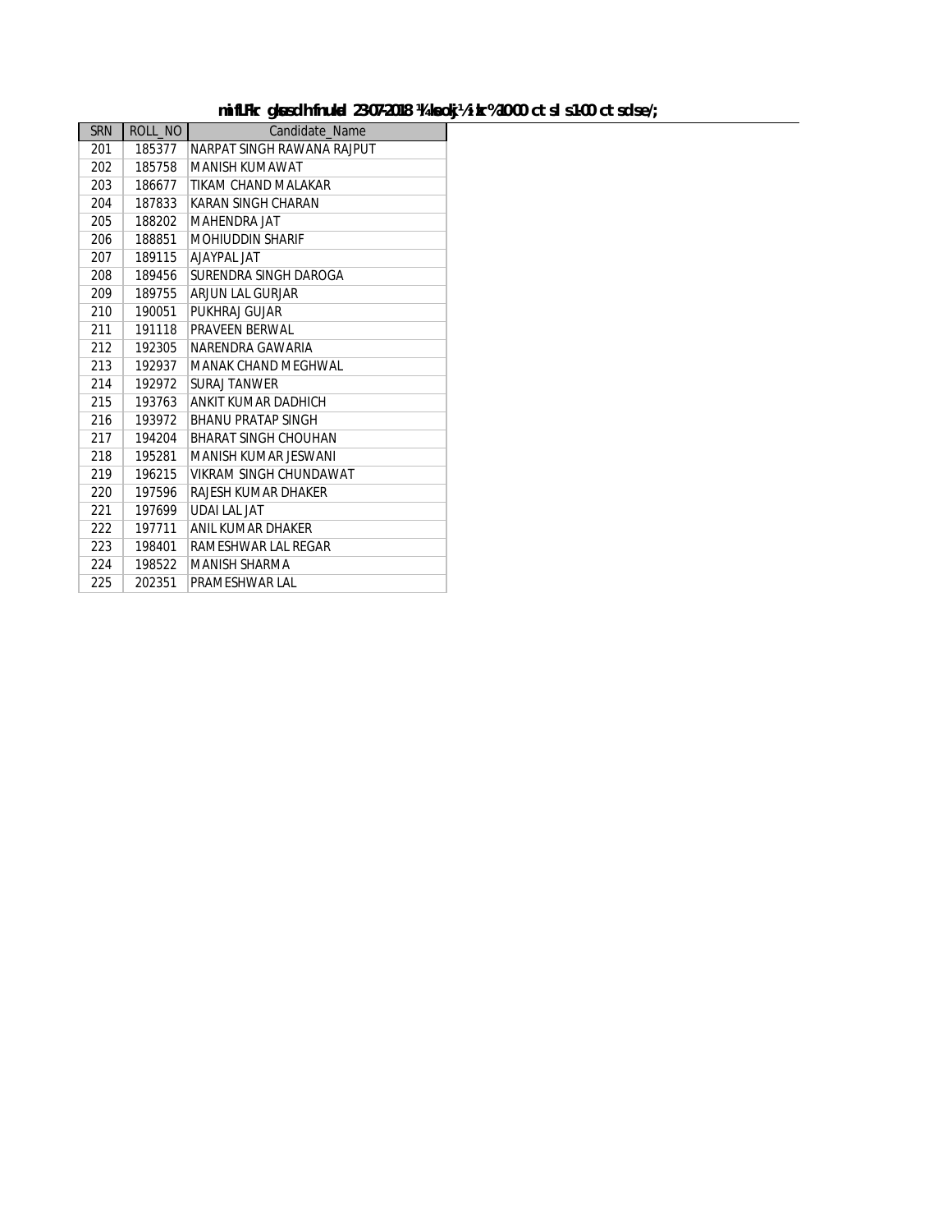**mifLFkr gsrq dh fnukad 23-07-2018 ¼lkseokj½ le; %10-00 cts ls 1-00 cts dse/;**

| SRN | ROLL_NO | Candidate_Name |
| --- | --- | --- |
| 201 | 185377 | NARPAT SINGH RAWANA RAJPUT |
| 202 | 185758 | MANISH KUMAWAT |
| 203 | 186677 | TIKAM CHAND MALAKAR |
| 204 | 187833 | KARAN SINGH CHARAN |
| 205 | 188202 | MAHENDRA JAT |
| 206 | 188851 | MOHIUDDIN SHARIF |
| 207 | 189115 | AJAYPAL JAT |
| 208 | 189456 | SURENDRA SINGH DAROGA |
| 209 | 189755 | ARJUN LAL GURJAR |
| 210 | 190051 | PUKHRAJ GUJAR |
| 211 | 191118 | PRAVEEN BERWAL |
| 212 | 192305 | NARENDRA GAWARIA |
| 213 | 192937 | MANAK CHAND MEGHWAL |
| 214 | 192972 | SURAJ TANWER |
| 215 | 193763 | ANKIT KUMAR DADHICH |
| 216 | 193972 | BHANU PRATAP SINGH |
| 217 | 194204 | BHARAT SINGH CHOUHAN |
| 218 | 195281 | MANISH KUMAR JESWANI |
| 219 | 196215 | VIKRAM SINGH CHUNDAWAT |
| 220 | 197596 | RAJESH KUMAR DHAKER |
| 221 | 197699 | UDAI LAL JAT |
| 222 | 197711 | ANIL KUMAR DHAKER |
| 223 | 198401 | RAMESHWAR LAL REGAR |
| 224 | 198522 | MANISH SHARMA |
| 225 | 202351 | PRAMESHWAR LAL |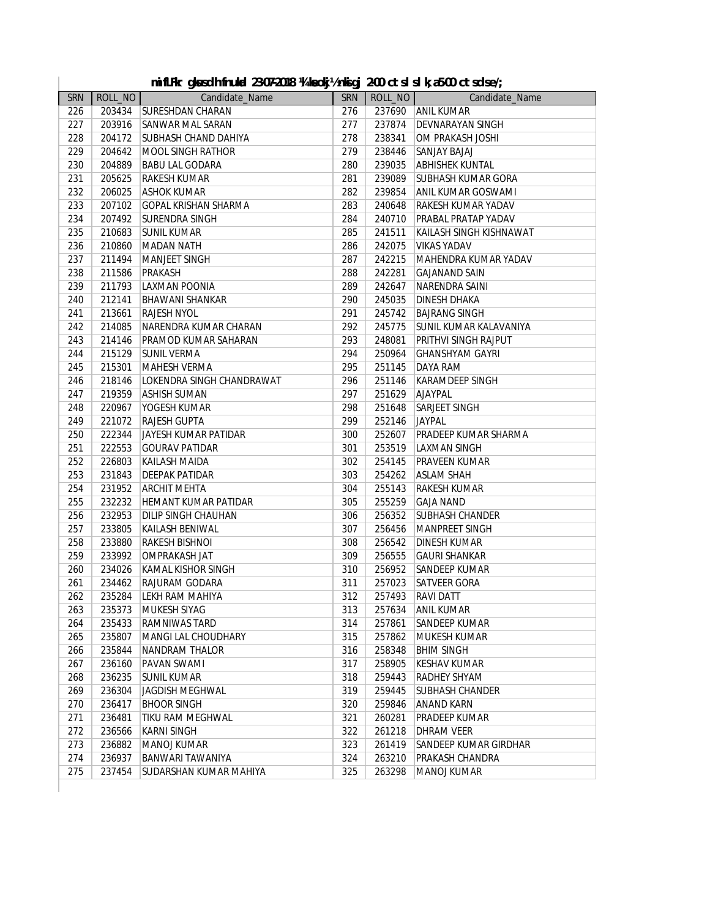## mifLFkr gksus dh fnukad 23-07-2018 ¼lkseokj½ nksigj 2-00 cts ls lk;a 5-00 cts rd se/;

| SRN | ROLL_NO | Candidate_Name | SRN | ROLL_NO | Candidate_Name |
|---|---|---|---|---|---|
| 226 | 203434 | SURESHDAN CHARAN | 276 | 237690 | ANIL KUMAR |
| 227 | 203916 | SANWAR MAL SARAN | 277 | 237874 | DEVNARAYAN SINGH |
| 228 | 204172 | SUBHASH CHAND DAHIYA | 278 | 238341 | OM PRAKASH JOSHI |
| 229 | 204642 | MOOL SINGH RATHOR | 279 | 238446 | SANJAY BAJAJ |
| 230 | 204889 | BABU LAL GODARA | 280 | 239035 | ABHISHEK KUNTAL |
| 231 | 205625 | RAKESH KUMAR | 281 | 239089 | SUBHASH KUMAR GORA |
| 232 | 206025 | ASHOK KUMAR | 282 | 239854 | ANIL KUMAR GOSWAMI |
| 233 | 207102 | GOPAL KRISHAN SHARMA | 283 | 240648 | RAKESH KUMAR YADAV |
| 234 | 207492 | SURENDRA SINGH | 284 | 240710 | PRABAL PRATAP YADAV |
| 235 | 210683 | SUNIL KUMAR | 285 | 241511 | KAILASH SINGH KISHNAWAT |
| 236 | 210860 | MADAN NATH | 286 | 242075 | VIKAS YADAV |
| 237 | 211494 | MANJEET SINGH | 287 | 242215 | MAHENDRA KUMAR YADAV |
| 238 | 211586 | PRAKASH | 288 | 242281 | GAJANAND SAIN |
| 239 | 211793 | LAXMAN POONIA | 289 | 242647 | NARENDRA SAINI |
| 240 | 212141 | BHAWANI SHANKAR | 290 | 245035 | DINESH DHAKA |
| 241 | 213661 | RAJESH NYOL | 291 | 245742 | BAJRANG SINGH |
| 242 | 214085 | NARENDRA KUMAR CHARAN | 292 | 245775 | SUNIL KUMAR KALAVANIYA |
| 243 | 214146 | PRAMOD KUMAR SAHARAN | 293 | 248081 | PRITHVI SINGH RAJPUT |
| 244 | 215129 | SUNIL VERMA | 294 | 250964 | GHANSHYAM GAYRI |
| 245 | 215301 | MAHESH VERMA | 295 | 251145 | DAYA RAM |
| 246 | 218146 | LOKENDRA SINGH CHANDRAWAT | 296 | 251146 | KARAMDEEP SINGH |
| 247 | 219359 | ASHISH SUMAN | 297 | 251629 | AJAYPAL |
| 248 | 220967 | YOGESH KUMAR | 298 | 251648 | SARJEET SINGH |
| 249 | 221072 | RAJESH GUPTA | 299 | 252146 | JAYPAL |
| 250 | 222344 | JAYESH KUMAR PATIDAR | 300 | 252607 | PRADEEP KUMAR SHARMA |
| 251 | 222553 | GOURAV PATIDAR | 301 | 253519 | LAXMAN SINGH |
| 252 | 226803 | KAILASH MAIDA | 302 | 254145 | PRAVEEN KUMAR |
| 253 | 231843 | DEEPAK PATIDAR | 303 | 254262 | ASLAM SHAH |
| 254 | 231952 | ARCHIT MEHTA | 304 | 255143 | RAKESH KUMAR |
| 255 | 232232 | HEMANT KUMAR PATIDAR | 305 | 255259 | GAJA NAND |
| 256 | 232953 | DILIP SINGH CHAUHAN | 306 | 256352 | SUBHASH CHANDER |
| 257 | 233805 | KAILASH BENIWAL | 307 | 256456 | MANPREET SINGH |
| 258 | 233880 | RAKESH BISHNOI | 308 | 256542 | DINESH KUMAR |
| 259 | 233992 | OMPRAKASH JAT | 309 | 256555 | GAURI SHANKAR |
| 260 | 234026 | KAMAL KISHOR SINGH | 310 | 256952 | SANDEEP KUMAR |
| 261 | 234462 | RAJURAM GODARA | 311 | 257023 | SATVEER GORA |
| 262 | 235284 | LEKH RAM MAHIYA | 312 | 257493 | RAVI DATT |
| 263 | 235373 | MUKESH SIYAG | 313 | 257634 | ANIL KUMAR |
| 264 | 235433 | RAMNIWAS TARD | 314 | 257861 | SANDEEP KUMAR |
| 265 | 235807 | MANGI LAL CHOUDHARY | 315 | 257862 | MUKESH KUMAR |
| 266 | 235844 | NANDRAM THALOR | 316 | 258348 | BHIM SINGH |
| 267 | 236160 | PAVAN SWAMI | 317 | 258905 | KESHAV KUMAR |
| 268 | 236235 | SUNIL KUMAR | 318 | 259443 | RADHEY SHYAM |
| 269 | 236304 | JAGDISH MEGHWAL | 319 | 259445 | SUBHASH CHANDER |
| 270 | 236417 | BHOOR SINGH | 320 | 259846 | ANAND KARN |
| 271 | 236481 | TIKU RAM MEGHWAL | 321 | 260281 | PRADEEP KUMAR |
| 272 | 236566 | KARNI SINGH | 322 | 261218 | DHRAM VEER |
| 273 | 236882 | MANOJ KUMAR | 323 | 261419 | SANDEEP KUMAR GIRDHAR |
| 274 | 236937 | BANWARI TAWANIYA | 324 | 263210 | PRAKASH CHANDRA |
| 275 | 237454 | SUDARSHAN KUMAR MAHIYA | 325 | 263298 | MANOJ KUMAR |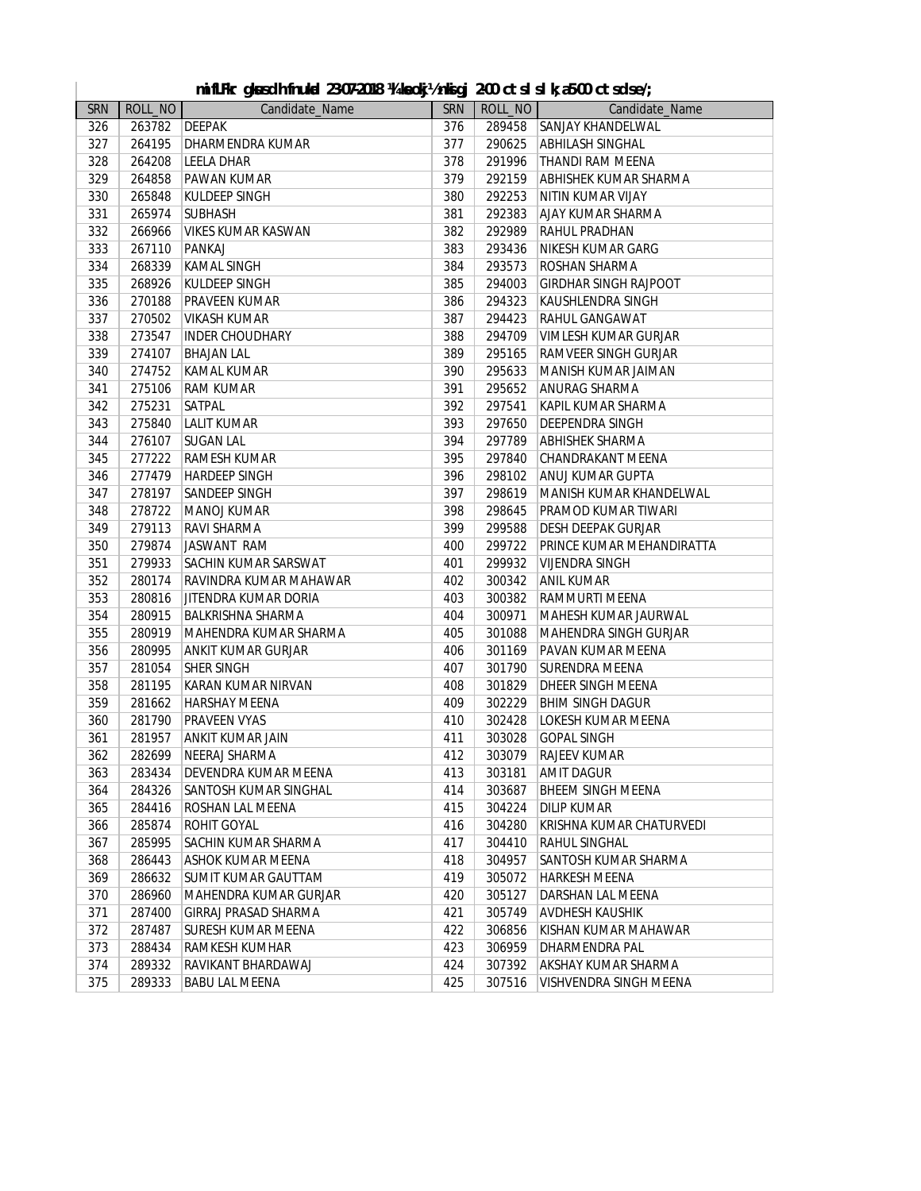**mnf'Fkr gksus dh fnukad 23-07-2018 ¼lkseokj½ nksigj 2-00 cts ls lk;a 5-00 cts rd le;**

| SRN | ROLL_NO | Candidate_Name | SRN | ROLL_NO | Candidate_Name |
|---|---|---|---|---|---|
| 326 | 263782 | DEEPAK | 376 | 289458 | SANJAY KHANDELWAL |
| 327 | 264195 | DHARMENDRA KUMAR | 377 | 290625 | ABHILASH SINGHAL |
| 328 | 264208 | LEELA DHAR | 378 | 291996 | THANDI RAM MEENA |
| 329 | 264858 | PAWAN KUMAR | 379 | 292159 | ABHISHEK KUMAR SHARMA |
| 330 | 265848 | KULDEEP SINGH | 380 | 292253 | NITIN KUMAR VIJAY |
| 331 | 265974 | SUBHASH | 381 | 292383 | AJAY KUMAR SHARMA |
| 332 | 266966 | VIKES KUMAR KASWAN | 382 | 292989 | RAHUL PRADHAN |
| 333 | 267110 | PANKAJ | 383 | 293436 | NIKESH KUMAR GARG |
| 334 | 268339 | KAMAL SINGH | 384 | 293573 | ROSHAN SHARMA |
| 335 | 268926 | KULDEEP SINGH | 385 | 294003 | GIRDHAR SINGH RAJPOOT |
| 336 | 270188 | PRAVEEN KUMAR | 386 | 294323 | KAUSHLENDRA SINGH |
| 337 | 270502 | VIKASH KUMAR | 387 | 294423 | RAHUL GANGAWAT |
| 338 | 273547 | INDER CHOUDHARY | 388 | 294709 | VIMLESH KUMAR GURJAR |
| 339 | 274107 | BHAJAN LAL | 389 | 295165 | RAMVEER SINGH GURJAR |
| 340 | 274752 | KAMAL KUMAR | 390 | 295633 | MANISH KUMAR JAIMAN |
| 341 | 275106 | RAM KUMAR | 391 | 295652 | ANURAG SHARMA |
| 342 | 275231 | SATPAL | 392 | 297541 | KAPIL KUMAR SHARMA |
| 343 | 275840 | LALIT KUMAR | 393 | 297650 | DEEPENDRA SINGH |
| 344 | 276107 | SUGAN LAL | 394 | 297789 | ABHISHEK SHARMA |
| 345 | 277222 | RAMESH KUMAR | 395 | 297840 | CHANDRAKANT MEENA |
| 346 | 277479 | HARDEEP SINGH | 396 | 298102 | ANUJ KUMAR GUPTA |
| 347 | 278197 | SANDEEP SINGH | 397 | 298619 | MANISH KUMAR KHANDELWAL |
| 348 | 278722 | MANOJ KUMAR | 398 | 298645 | PRAMOD KUMAR TIWARI |
| 349 | 279113 | RAVI SHARMA | 399 | 299588 | DESH DEEPAK GURJAR |
| 350 | 279874 | JASWANT RAM | 400 | 299722 | PRINCE KUMAR MEHANDIRATTA |
| 351 | 279933 | SACHIN KUMAR SARSWAT | 401 | 299932 | VIJENDRA SINGH |
| 352 | 280174 | RAVINDRA KUMAR MAHAWAR | 402 | 300342 | ANIL KUMAR |
| 353 | 280816 | JITENDRA KUMAR DORIA | 403 | 300382 | RAMMURTI MEENA |
| 354 | 280915 | BALKRISHNA SHARMA | 404 | 300971 | MAHESH KUMAR JAURWAL |
| 355 | 280919 | MAHENDRA KUMAR SHARMA | 405 | 301088 | MAHENDRA SINGH GURJAR |
| 356 | 280995 | ANKIT KUMAR GURJAR | 406 | 301169 | PAVAN KUMAR MEENA |
| 357 | 281054 | SHER SINGH | 407 | 301790 | SURENDRA MEENA |
| 358 | 281195 | KARAN KUMAR NIRVAN | 408 | 301829 | DHEER SINGH MEENA |
| 359 | 281662 | HARSHAY MEENA | 409 | 302229 | BHIM SINGH DAGUR |
| 360 | 281790 | PRAVEEN VYAS | 410 | 302428 | LOKESH KUMAR MEENA |
| 361 | 281957 | ANKIT KUMAR JAIN | 411 | 303028 | GOPAL SINGH |
| 362 | 282699 | NEERAJ SHARMA | 412 | 303079 | RAJEEV KUMAR |
| 363 | 283434 | DEVENDRA KUMAR MEENA | 413 | 303181 | AMIT DAGUR |
| 364 | 284326 | SANTOSH KUMAR SINGHAL | 414 | 303687 | BHEEM SINGH MEENA |
| 365 | 284416 | ROSHAN LAL MEENA | 415 | 304224 | DILIP KUMAR |
| 366 | 285874 | ROHIT GOYAL | 416 | 304280 | KRISHNA KUMAR CHATURVEDI |
| 367 | 285995 | SACHIN KUMAR SHARMA | 417 | 304410 | RAHUL SINGHAL |
| 368 | 286443 | ASHOK KUMAR MEENA | 418 | 304957 | SANTOSH KUMAR SHARMA |
| 369 | 286632 | SUMIT KUMAR GAUTTAM | 419 | 305072 | HARKESH MEENA |
| 370 | 286960 | MAHENDRA KUMAR GURJAR | 420 | 305127 | DARSHAN LAL MEENA |
| 371 | 287400 | GIRRAJ PRASAD SHARMA | 421 | 305749 | AVDHESH KAUSHIK |
| 372 | 287487 | SURESH KUMAR MEENA | 422 | 306856 | KISHAN KUMAR MAHAWAR |
| 373 | 288434 | RAMKESH KUMHAR | 423 | 306959 | DHARMENDRA PAL |
| 374 | 289332 | RAVIKANT BHARDAWAJ | 424 | 307392 | AKSHAY KUMAR SHARMA |
| 375 | 289333 | BABU LAL MEENA | 425 | 307516 | VISHVENDRA SINGH MEENA |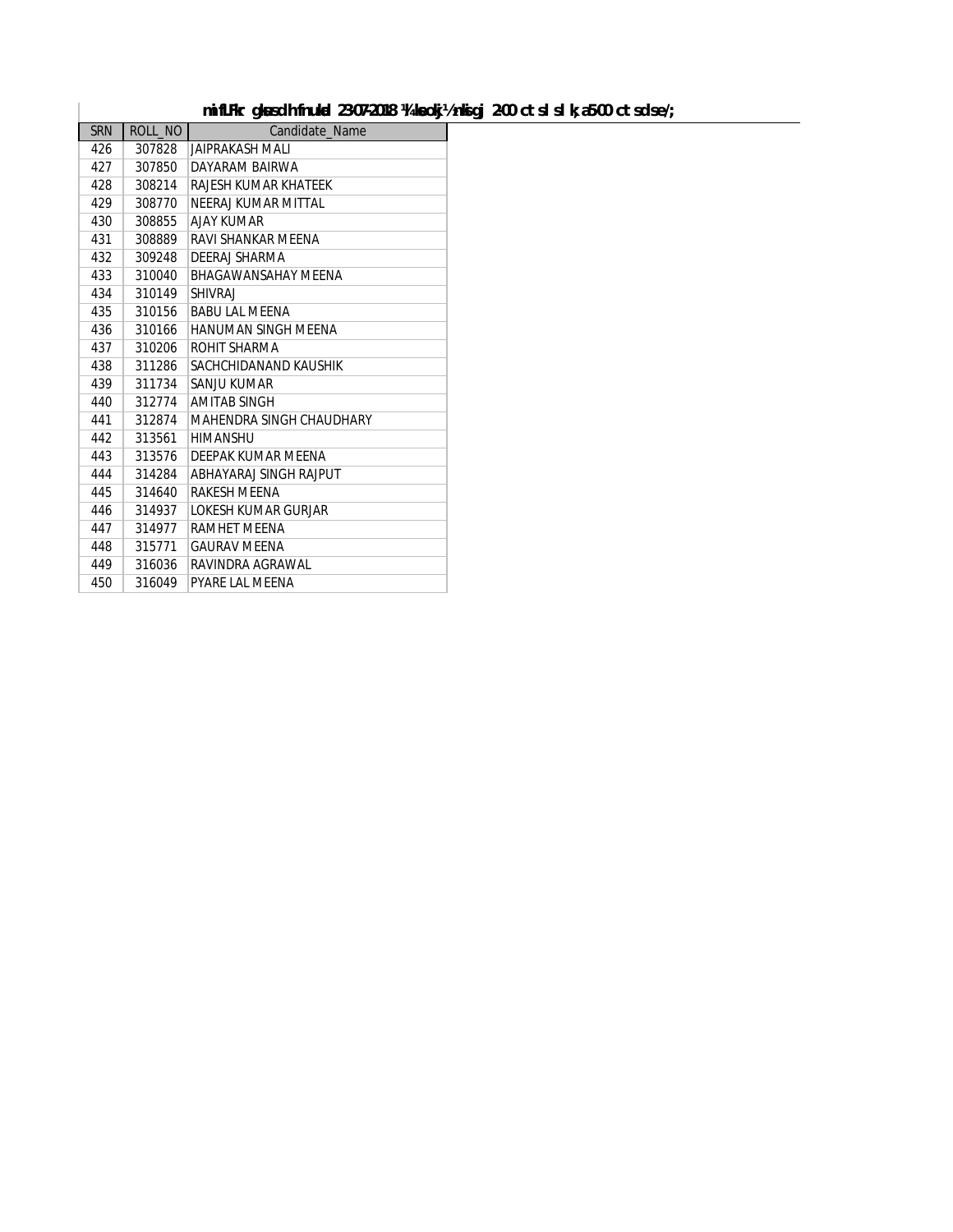**mifLFkr gksus dh fnukad 23-07-2018 ¼lkseokj½ nksigj 2-00 cts ls lk;a 5-00 cts ds e/;**

| SRN | ROLL_NO | Candidate_Name |
|---|---|---|
| 426 | 307828 | JAIPRAKASH MALI |
| 427 | 307850 | DAYARAM BAIRWA |
| 428 | 308214 | RAJESH KUMAR KHATEEK |
| 429 | 308770 | NEERAJ KUMAR MITTAL |
| 430 | 308855 | AJAY KUMAR |
| 431 | 308889 | RAVI SHANKAR MEENA |
| 432 | 309248 | DEERAJ SHARMA |
| 433 | 310040 | BHAGAWANSAHAY MEENA |
| 434 | 310149 | SHIVRAJ |
| 435 | 310156 | BABU LAL MEENA |
| 436 | 310166 | HANUMAN SINGH MEENA |
| 437 | 310206 | ROHIT SHARMA |
| 438 | 311286 | SACHCHIDANAND KAUSHIK |
| 439 | 311734 | SANJU KUMAR |
| 440 | 312774 | AMITAB SINGH |
| 441 | 312874 | MAHENDRA SINGH CHAUDHARY |
| 442 | 313561 | HIMANSHU |
| 443 | 313576 | DEEPAK KUMAR MEENA |
| 444 | 314284 | ABHAYARAJ SINGH RAJPUT |
| 445 | 314640 | RAKESH MEENA |
| 446 | 314937 | LOKESH KUMAR GURJAR |
| 447 | 314977 | RAMHET MEENA |
| 448 | 315771 | GAURAV MEENA |
| 449 | 316036 | RAVINDRA AGRAWAL |
| 450 | 316049 | PYARE LAL MEENA |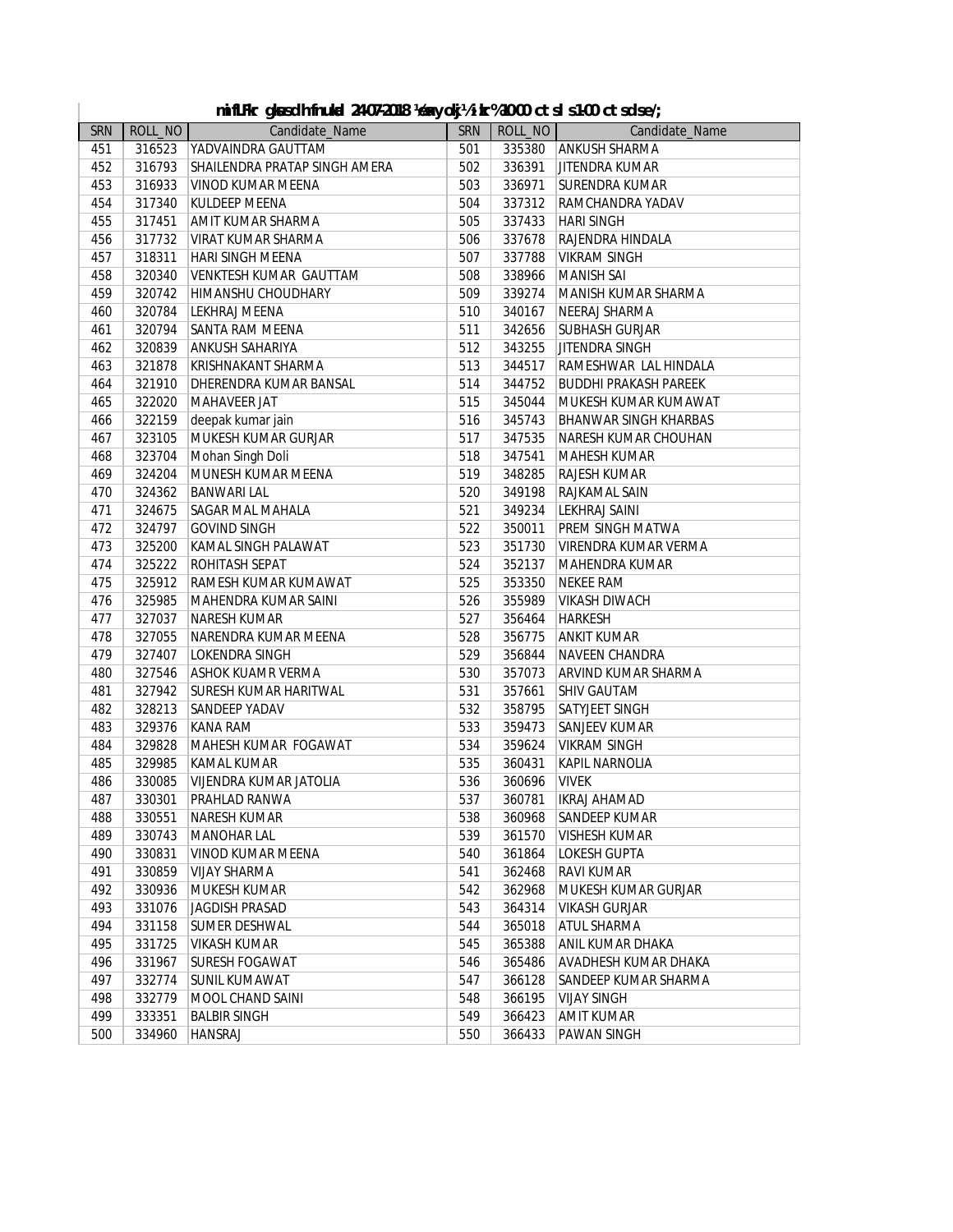**mifLFkr gksus dh fnukad 24-07-2018 ¼eaxyokj½ le; % 10-00 cts ls 1-00 cts dk se/;**

| SRN | ROLL_NO | Candidate_Name | SRN | ROLL_NO | Candidate_Name |
|---|---|---|---|---|---|
| 451 | 316523 | YADVAINDRA GAUTTAM | 501 | 335380 | ANKUSH SHARMA |
| 452 | 316793 | SHAILENDRA PRATAP SINGH AMERA | 502 | 336391 | JITENDRA KUMAR |
| 453 | 316933 | VINOD KUMAR MEENA | 503 | 336971 | SURENDRA KUMAR |
| 454 | 317340 | KULDEEP MEENA | 504 | 337312 | RAMCHANDRA YADAV |
| 455 | 317451 | AMIT KUMAR SHARMA | 505 | 337433 | HARI SINGH |
| 456 | 317732 | VIRAT KUMAR SHARMA | 506 | 337678 | RAJENDRA HINDALA |
| 457 | 318311 | HARI SINGH MEENA | 507 | 337788 | VIKRAM SINGH |
| 458 | 320340 | VENKTESH KUMAR GAUTTAM | 508 | 338966 | MANISH SAI |
| 459 | 320742 | HIMANSHU CHOUDHARY | 509 | 339274 | MANISH KUMAR SHARMA |
| 460 | 320784 | LEKHRAJ MEENA | 510 | 340167 | NEERAJ SHARMA |
| 461 | 320794 | SANTA RAM MEENA | 511 | 342656 | SUBHASH GURJAR |
| 462 | 320839 | ANKUSH SAHARIYA | 512 | 343255 | JITENDRA SINGH |
| 463 | 321878 | KRISHNAKANT SHARMA | 513 | 344517 | RAMESHWAR LAL HINDALA |
| 464 | 321910 | DHERENDRA KUMAR BANSAL | 514 | 344752 | BUDDHI PRAKASH PAREEK |
| 465 | 322020 | MAHAVEER JAT | 515 | 345044 | MUKESH KUMAR KUMAWAT |
| 466 | 322159 | deepak kumar jain | 516 | 345743 | BHANWAR SINGH KHARBAS |
| 467 | 323105 | MUKESH KUMAR GURJAR | 517 | 347535 | NARESH KUMAR CHOUHAN |
| 468 | 323704 | Mohan Singh Doli | 518 | 347541 | MAHESH KUMAR |
| 469 | 324204 | MUNESH KUMAR MEENA | 519 | 348285 | RAJESH KUMAR |
| 470 | 324362 | BANWARI LAL | 520 | 349198 | RAJKAMAL SAIN |
| 471 | 324675 | SAGAR MAL MAHALA | 521 | 349234 | LEKHRAJ SAINI |
| 472 | 324797 | GOVIND SINGH | 522 | 350011 | PREM SINGH MATWA |
| 473 | 325200 | KAMAL SINGH PALAWAT | 523 | 351730 | VIRENDRA KUMAR VERMA |
| 474 | 325222 | ROHITASH SEPAT | 524 | 352137 | MAHENDRA KUMAR |
| 475 | 325912 | RAMESH KUMAR KUMAWAT | 525 | 353350 | NEKEE RAM |
| 476 | 325985 | MAHENDRA KUMAR SAINI | 526 | 355989 | VIKASH DIWACH |
| 477 | 327037 | NARESH KUMAR | 527 | 356464 | HARKESH |
| 478 | 327055 | NARENDRA KUMAR MEENA | 528 | 356775 | ANKIT KUMAR |
| 479 | 327407 | LOKENDRA SINGH | 529 | 356844 | NAVEEN CHANDRA |
| 480 | 327546 | ASHOK KUAMR VERMA | 530 | 357073 | ARVIND KUMAR SHARMA |
| 481 | 327942 | SURESH KUMAR HARITWAL | 531 | 357661 | SHIV GAUTAM |
| 482 | 328213 | SANDEEP YADAV | 532 | 358795 | SATYJEET SINGH |
| 483 | 329376 | KANA RAM | 533 | 359473 | SANJEEV KUMAR |
| 484 | 329828 | MAHESH KUMAR FOGAWAT | 534 | 359624 | VIKRAM SINGH |
| 485 | 329985 | KAMAL KUMAR | 535 | 360431 | KAPIL NARNOLIA |
| 486 | 330085 | VIJENDRA KUMAR JATOLIA | 536 | 360696 | VIVEK |
| 487 | 330301 | PRAHLAD RANWA | 537 | 360781 | IKRAJ AHAMAD |
| 488 | 330551 | NARESH KUMAR | 538 | 360968 | SANDEEP KUMAR |
| 489 | 330743 | MANOHAR LAL | 539 | 361570 | VISHESH KUMAR |
| 490 | 330831 | VINOD KUMAR MEENA | 540 | 361864 | LOKESH GUPTA |
| 491 | 330859 | VIJAY SHARMA | 541 | 362468 | RAVI KUMAR |
| 492 | 330936 | MUKESH KUMAR | 542 | 362968 | MUKESH KUMAR GURJAR |
| 493 | 331076 | JAGDISH PRASAD | 543 | 364314 | VIKASH GURJAR |
| 494 | 331158 | SUMER DESHWAL | 544 | 365018 | ATUL SHARMA |
| 495 | 331725 | VIKASH KUMAR | 545 | 365388 | ANIL KUMAR DHAKA |
| 496 | 331967 | SURESH FOGAWAT | 546 | 365486 | AVADHESH KUMAR DHAKA |
| 497 | 332774 | SUNIL KUMAWAT | 547 | 366128 | SANDEEP KUMAR SHARMA |
| 498 | 332779 | MOOL CHAND SAINI | 548 | 366195 | VIJAY SINGH |
| 499 | 333351 | BALBIR SINGH | 549 | 366423 | AMIT KUMAR |
| 500 | 334960 | HANSRAJ | 550 | 366433 | PAWAN SINGH |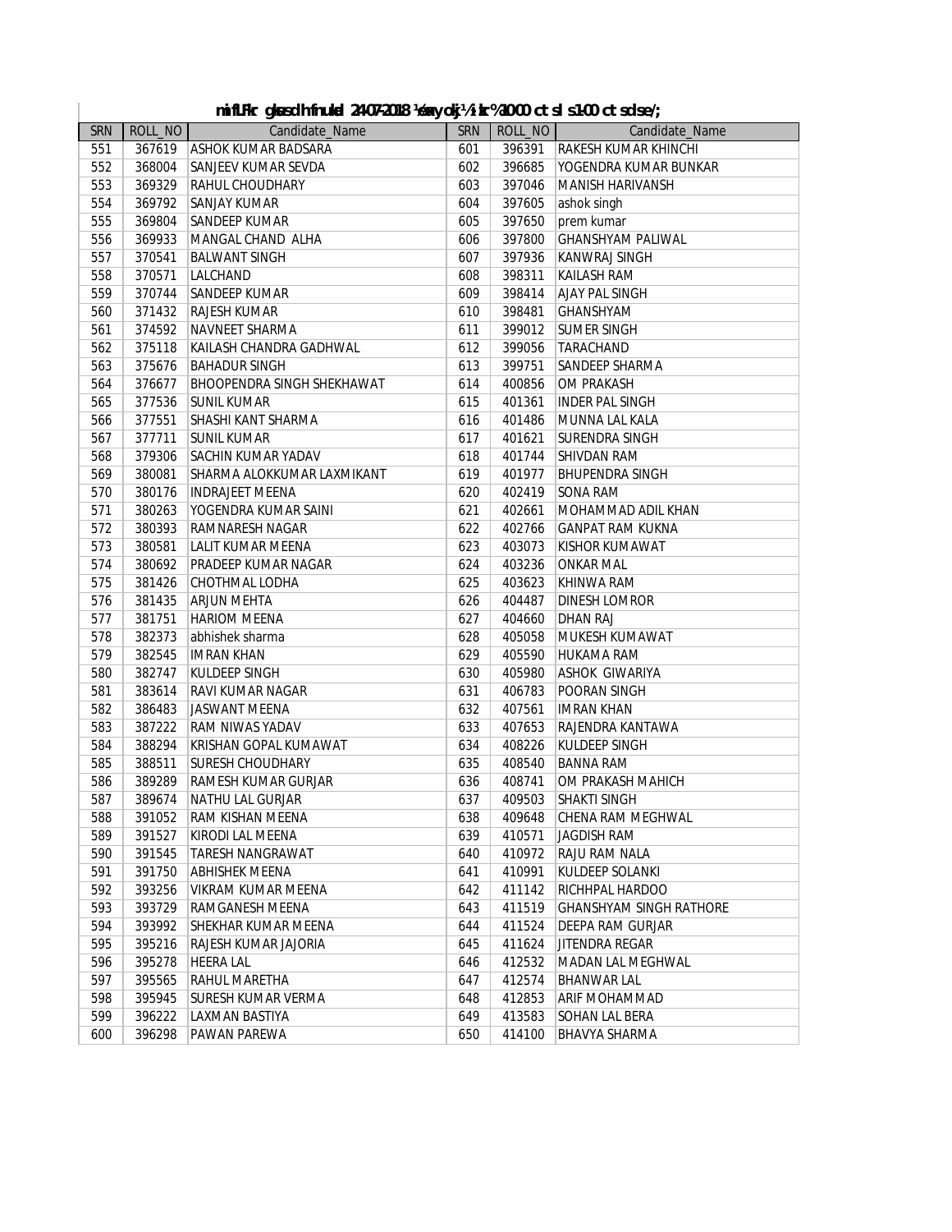miflFkr gLrk{kj lR;kiu ds fnukad 24-07-2018 ¼eaxyokj½ izkr% 10-00 cts ls 1-00 cts rd ds ;

| SRN | ROLL_NO | Candidate_Name | SRN | ROLL_NO | Candidate_Name |
|---|---|---|---|---|---|
| 551 | 367619 | ASHOK KUMAR BADSARA | 601 | 396391 | RAKESH KUMAR KHINCHI |
| 552 | 368004 | SANJEEV KUMAR SEVDA | 602 | 396685 | YOGENDRA KUMAR BUNKAR |
| 553 | 369329 | RAHUL CHOUDHARY | 603 | 397046 | MANISH HARIVANSH |
| 554 | 369792 | SANJAY KUMAR | 604 | 397605 | ashok singh |
| 555 | 369804 | SANDEEP KUMAR | 605 | 397650 | prem kumar |
| 556 | 369933 | MANGAL CHAND ALHA | 606 | 397800 | GHANSHYAM PALIWAL |
| 557 | 370541 | BALWANT SINGH | 607 | 397936 | KANWRAJ SINGH |
| 558 | 370571 | LALCHAND | 608 | 398311 | KAILASH RAM |
| 559 | 370744 | SANDEEP KUMAR | 609 | 398414 | AJAY PAL SINGH |
| 560 | 371432 | RAJESH KUMAR | 610 | 398481 | GHANSHYAM |
| 561 | 374592 | NAVNEET SHARMA | 611 | 399012 | SUMER SINGH |
| 562 | 375118 | KAILASH CHANDRA GADHWAL | 612 | 399056 | TARACHAND |
| 563 | 375676 | BAHADUR SINGH | 613 | 399751 | SANDEEP SHARMA |
| 564 | 376677 | BHOOPENDRA SINGH SHEKHAWAT | 614 | 400856 | OM PRAKASH |
| 565 | 377536 | SUNIL KUMAR | 615 | 401361 | INDER PAL SINGH |
| 566 | 377551 | SHASHI KANT SHARMA | 616 | 401486 | MUNNA LAL KALA |
| 567 | 377711 | SUNIL KUMAR | 617 | 401621 | SURENDRA SINGH |
| 568 | 379306 | SACHIN KUMAR YADAV | 618 | 401744 | SHIVDAN RAM |
| 569 | 380081 | SHARMA ALOKKUMAR LAXMIKANT | 619 | 401977 | BHUPENDRA SINGH |
| 570 | 380176 | INDRAJEET MEENA | 620 | 402419 | SONA RAM |
| 571 | 380263 | YOGENDRA KUMAR SAINI | 621 | 402661 | MOHAMMAD ADIL KHAN |
| 572 | 380393 | RAMNARESH NAGAR | 622 | 402766 | GANPAT RAM KUKNA |
| 573 | 380581 | LALIT KUMAR MEENA | 623 | 403073 | KISHOR KUMAWAT |
| 574 | 380692 | PRADEEP KUMAR NAGAR | 624 | 403236 | ONKAR MAL |
| 575 | 381426 | CHOTHMAL LODHA | 625 | 403623 | KHINWA RAM |
| 576 | 381435 | ARJUN MEHTA | 626 | 404487 | DINESH LOMROR |
| 577 | 381751 | HARIOM MEENA | 627 | 404660 | DHAN RAJ |
| 578 | 382373 | abhishek sharma | 628 | 405058 | MUKESH KUMAWAT |
| 579 | 382545 | IMRAN KHAN | 629 | 405590 | HUKAMA RAM |
| 580 | 382747 | KULDEEP SINGH | 630 | 405980 | ASHOK GIWARIYA |
| 581 | 383614 | RAVI KUMAR NAGAR | 631 | 406783 | POORAN SINGH |
| 582 | 386483 | JASWANT MEENA | 632 | 407561 | IMRAN KHAN |
| 583 | 387222 | RAM NIWAS YADAV | 633 | 407653 | RAJENDRA KANTAWA |
| 584 | 388294 | KRISHAN GOPAL KUMAWAT | 634 | 408226 | KULDEEP SINGH |
| 585 | 388511 | SURESH CHOUDHARY | 635 | 408540 | BANNA RAM |
| 586 | 389289 | RAMESH KUMAR GURJAR | 636 | 408741 | OM PRAKASH MAHICH |
| 587 | 389674 | NATHU LAL GURJAR | 637 | 409503 | SHAKTI SINGH |
| 588 | 391052 | RAM KISHAN MEENA | 638 | 409648 | CHENA RAM MEGHWAL |
| 589 | 391527 | KIRODI LAL MEENA | 639 | 410571 | JAGDISH RAM |
| 590 | 391545 | TARESH NANGRAWAT | 640 | 410972 | RAJU RAM NALA |
| 591 | 391750 | ABHISHEK MEENA | 641 | 410991 | KULDEEP SOLANKI |
| 592 | 393256 | VIKRAM KUMAR MEENA | 642 | 411142 | RICHHPAL HARDOO |
| 593 | 393729 | RAMGANESH MEENA | 643 | 411519 | GHANSHYAM SINGH RATHORE |
| 594 | 393992 | SHEKHAR KUMAR MEENA | 644 | 411524 | DEEPA RAM GURJAR |
| 595 | 395216 | RAJESH KUMAR JAJORIA | 645 | 411624 | JITENDRA REGAR |
| 596 | 395278 | HEERA LAL | 646 | 412532 | MADAN LAL MEGHWAL |
| 597 | 395565 | RAHUL MARETHA | 647 | 412574 | BHANWAR LAL |
| 598 | 395945 | SURESH KUMAR VERMA | 648 | 412853 | ARIF MOHAMMAD |
| 599 | 396222 | LAXMAN BASTIYA | 649 | 413583 | SOHAN LAL BERA |
| 600 | 396298 | PAWAN PAREWA | 650 | 414100 | BHAVYA SHARMA |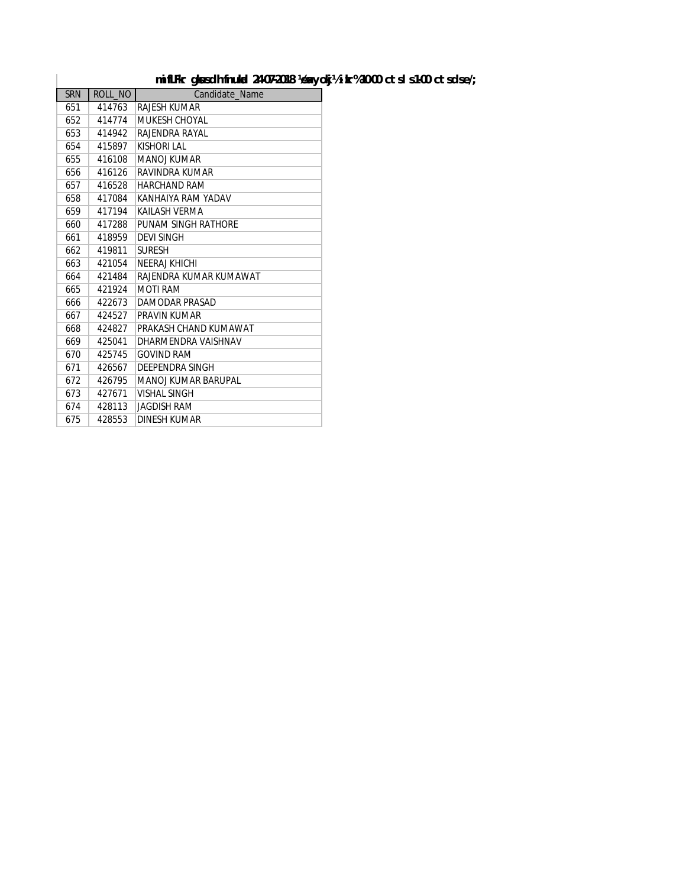**mifLFkr gksus dh fnukad 24-07-2018 ¼eaxyokj½ ikr%10-00 cts ls 1-00 cts ds e/;**

| SRN | ROLL_NO | Candidate_Name |
|---|---|---|
| 651 | 414763 | RAJESH KUMAR |
| 652 | 414774 | MUKESH CHOYAL |
| 653 | 414942 | RAJENDRA RAYAL |
| 654 | 415897 | KISHORI LAL |
| 655 | 416108 | MANOJ KUMAR |
| 656 | 416126 | RAVINDRA KUMAR |
| 657 | 416528 | HARCHAND RAM |
| 658 | 417084 | KANHAIYA RAM YADAV |
| 659 | 417194 | KAILASH VERMA |
| 660 | 417288 | PUNAM SINGH RATHORE |
| 661 | 418959 | DEVI SINGH |
| 662 | 419811 | SURESH |
| 663 | 421054 | NEERAJ KHICHI |
| 664 | 421484 | RAJENDRA KUMAR KUMAWAT |
| 665 | 421924 | MOTI RAM |
| 666 | 422673 | DAMODAR PRASAD |
| 667 | 424527 | PRAVIN KUMAR |
| 668 | 424827 | PRAKASH CHAND KUMAWAT |
| 669 | 425041 | DHARMENDRA VAISHNAV |
| 670 | 425745 | GOVIND RAM |
| 671 | 426567 | DEEPENDRA SINGH |
| 672 | 426795 | MANOJ KUMAR BARUPAL |
| 673 | 427671 | VISHAL SINGH |
| 674 | 428113 | JAGDISH RAM |
| 675 | 428553 | DINESH KUMAR |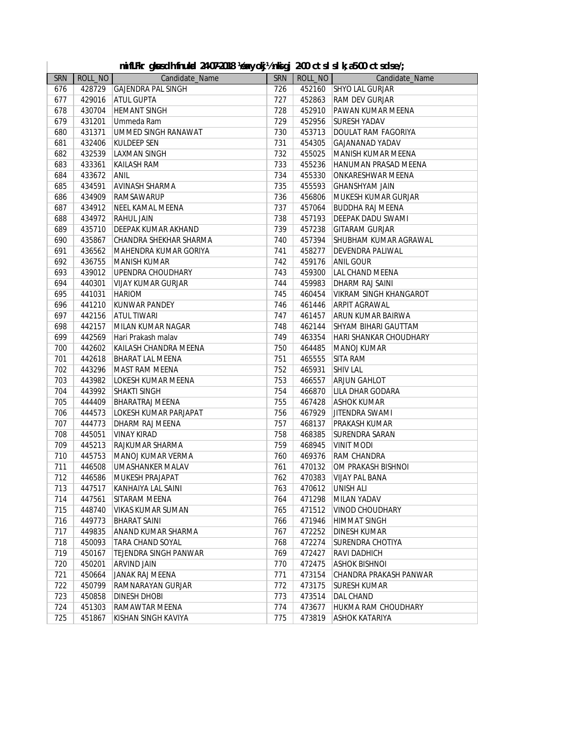**mifLFkr gksus dh fnukad 24-07-2018 ¼eaxyokj½ nksigj 2-00 cts ls lk;a 5-00 cts rd le/;**

| SRN | ROLL_NO | Candidate_Name | SRN | ROLL_NO | Candidate_Name |
|---|---|---|---|---|---|
| 676 | 428729 | GAJENDRA PAL SINGH | 726 | 452160 | SHYO LAL GURJAR |
| 677 | 429016 | ATUL GUPTA | 727 | 452863 | RAM DEV GURJAR |
| 678 | 430704 | HEMANT SINGH | 728 | 452910 | PAWAN KUMAR MEENA |
| 679 | 431201 | Ummeda Ram | 729 | 452956 | SURESH YADAV |
| 680 | 431371 | UMMED SINGH RANAWAT | 730 | 453713 | DOULAT RAM FAGORIYA |
| 681 | 432406 | KULDEEP SEN | 731 | 454305 | GAJANANAD YADAV |
| 682 | 432539 | LAXMAN SINGH | 732 | 455025 | MANISH KUMAR MEENA |
| 683 | 433361 | KAILASH RAM | 733 | 455236 | HANUMAN PRASAD MEENA |
| 684 | 433672 | ANIL | 734 | 455330 | ONKARESHWAR MEENA |
| 685 | 434591 | AVINASH SHARMA | 735 | 455593 | GHANSHYAM JAIN |
| 686 | 434909 | RAMSAWARUP | 736 | 456806 | MUKESH KUMAR GURJAR |
| 687 | 434912 | NEEL KAMAL MEENA | 737 | 457064 | BUDDHA RAJ MEENA |
| 688 | 434972 | RAHUL JAIN | 738 | 457193 | DEEPAK DADU SWAMI |
| 689 | 435710 | DEEPAK KUMAR AKHAND | 739 | 457238 | GITARAM GURJAR |
| 690 | 435867 | CHANDRA SHEKHAR SHARMA | 740 | 457394 | SHUBHAM KUMAR AGRAWAL |
| 691 | 436562 | MAHENDRA KUMAR GORIYA | 741 | 458277 | DEVENDRA PALIWAL |
| 692 | 436755 | MANISH KUMAR | 742 | 459176 | ANIL GOUR |
| 693 | 439012 | UPENDRA CHOUDHARY | 743 | 459300 | LAL CHAND MEENA |
| 694 | 440301 | VIJAY KUMAR GURJAR | 744 | 459983 | DHARM RAJ SAINI |
| 695 | 441031 | HARIOM | 745 | 460454 | VIKRAM SINGH KHANGAROT |
| 696 | 441210 | KUNWAR PANDEY | 746 | 461446 | ARPIT AGRAWAL |
| 697 | 442156 | ATUL TIWARI | 747 | 461457 | ARUN KUMAR BAIRWA |
| 698 | 442157 | MILAN KUMAR NAGAR | 748 | 462144 | SHYAM BIHARI GAUTTAM |
| 699 | 442569 | Hari Prakash malav | 749 | 463354 | HARI SHANKAR CHOUDHARY |
| 700 | 442602 | KAILASH CHANDRA MEENA | 750 | 464485 | MANOJ KUMAR |
| 701 | 442618 | BHARAT LAL MEENA | 751 | 465555 | SITA RAM |
| 702 | 443296 | MAST RAM MEENA | 752 | 465931 | SHIV LAL |
| 703 | 443982 | LOKESH KUMAR MEENA | 753 | 466557 | ARJUN GAHLOT |
| 704 | 443992 | SHAKTI SINGH | 754 | 466870 | LILA DHAR GODARA |
| 705 | 444409 | BHARATRAJ MEENA | 755 | 467428 | ASHOK KUMAR |
| 706 | 444573 | LOKESH KUMAR PARJAPAT | 756 | 467929 | JITENDRA SWAMI |
| 707 | 444773 | DHARM RAJ MEENA | 757 | 468137 | PRAKASH KUMAR |
| 708 | 445051 | VINAY KIRAD | 758 | 468385 | SURENDRA SARAN |
| 709 | 445213 | RAJKUMAR SHARMA | 759 | 468945 | VINIT MODI |
| 710 | 445753 | MANOJ KUMAR VERMA | 760 | 469376 | RAM CHANDRA |
| 711 | 446508 | UMASHANKER MALAV | 761 | 470132 | OM PRAKASH BISHNOI |
| 712 | 446586 | MUKESH PRAJAPAT | 762 | 470383 | VIJAY PAL BANA |
| 713 | 447517 | KANHAIYA LAL SAINI | 763 | 470612 | UNISH ALI |
| 714 | 447561 | SITARAM MEENA | 764 | 471298 | MILAN YADAV |
| 715 | 448740 | VIKAS KUMAR SUMAN | 765 | 471512 | VINOD CHOUDHARY |
| 716 | 449773 | BHARAT SAINI | 766 | 471946 | HIMMAT SINGH |
| 717 | 449835 | ANAND KUMAR SHARMA | 767 | 472252 | DINESH KUMAR |
| 718 | 450093 | TARA CHAND SOYAL | 768 | 472274 | SURENDRA CHOTIYA |
| 719 | 450167 | TEJENDRA SINGH PANWAR | 769 | 472427 | RAVI DADHICH |
| 720 | 450201 | ARVIND JAIN | 770 | 472475 | ASHOK BISHNOI |
| 721 | 450664 | JANAK RAJ MEENA | 771 | 473154 | CHANDRA PRAKASH PANWAR |
| 722 | 450799 | RAMNARAYAN GURJAR | 772 | 473175 | SURESH KUMAR |
| 723 | 450858 | DINESH DHOBI | 773 | 473514 | DAL CHAND |
| 724 | 451303 | RAMAWTAR MEENA | 774 | 473677 | HUKMA RAM CHOUDHARY |
| 725 | 451867 | KISHAN SINGH KAVIYA | 775 | 473819 | ASHOK KATARIYA |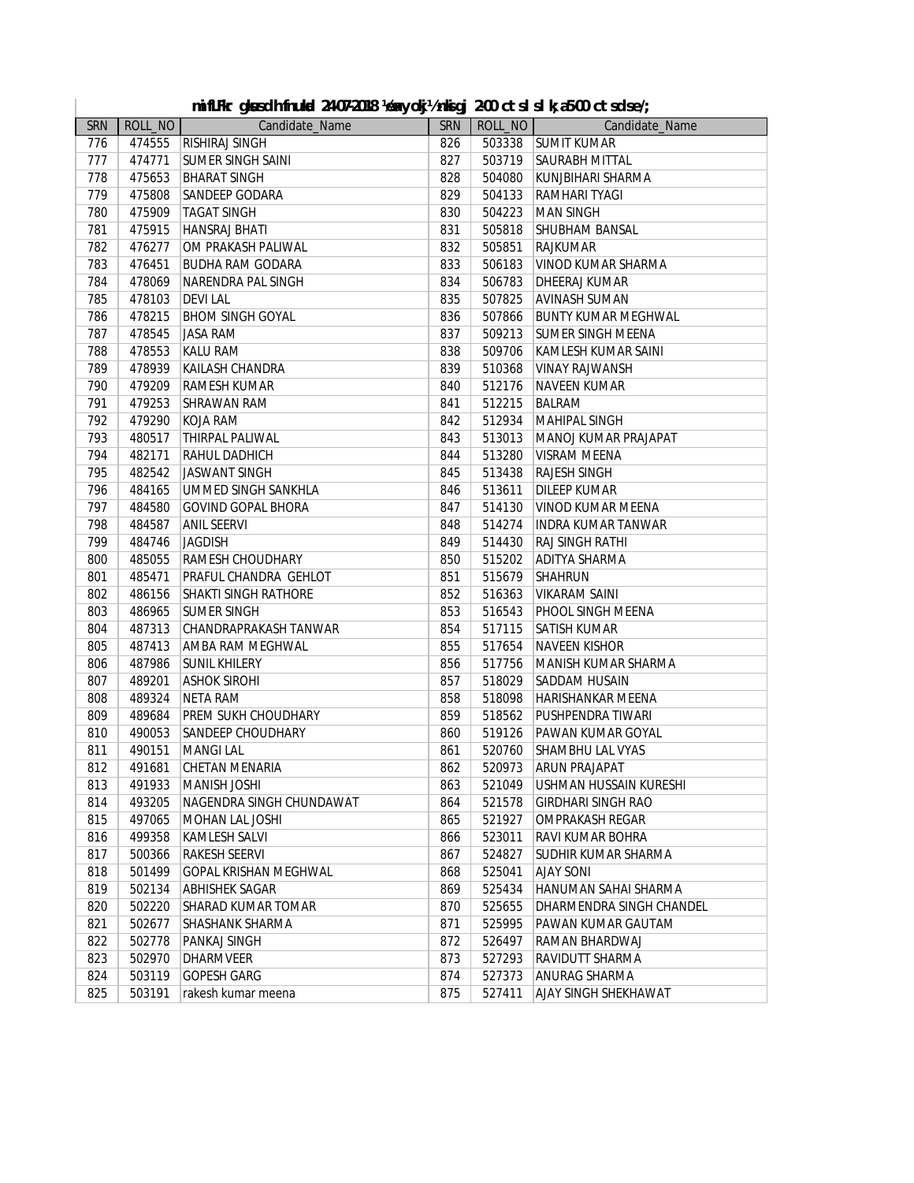**mnfLFkr gksus dh fnukad 24-07-2018 ¼eaxyokj½ nksigj 2-00 cts ls lk;a 5-00 cts rd le;**

| SRN | ROLL_NO | Candidate_Name | SRN | ROLL_NO | Candidate_Name |
|---|---|---|---|---|---|
| 776 | 474555 | RISHIRAJ SINGH | 826 | 503338 | SUMIT KUMAR |
| 777 | 474771 | SUMER SINGH SAINI | 827 | 503719 | SAURABH MITTAL |
| 778 | 475653 | BHARAT SINGH | 828 | 504080 | KUNJBIHARI SHARMA |
| 779 | 475808 | SANDEEP GODARA | 829 | 504133 | RAMHARI TYAGI |
| 780 | 475909 | TAGAT SINGH | 830 | 504223 | MAN SINGH |
| 781 | 475915 | HANSRAJ BHATI | 831 | 505818 | SHUBHAM BANSAL |
| 782 | 476277 | OM PRAKASH PALIWAL | 832 | 505851 | RAJKUMAR |
| 783 | 476451 | BUDHA RAM GODARA | 833 | 506183 | VINOD KUMAR SHARMA |
| 784 | 478069 | NARENDRA PAL SINGH | 834 | 506783 | DHEERAJ KUMAR |
| 785 | 478103 | DEVI LAL | 835 | 507825 | AVINASH SUMAN |
| 786 | 478215 | BHOM SINGH GOYAL | 836 | 507866 | BUNTY KUMAR MEGHWAL |
| 787 | 478545 | JASA RAM | 837 | 509213 | SUMER SINGH MEENA |
| 788 | 478553 | KALU RAM | 838 | 509706 | KAMLESH KUMAR SAINI |
| 789 | 478939 | KAILASH CHANDRA | 839 | 510368 | VINAY RAJWANSH |
| 790 | 479209 | RAMESH KUMAR | 840 | 512176 | NAVEEN KUMAR |
| 791 | 479253 | SHRAWAN RAM | 841 | 512215 | BALRAM |
| 792 | 479290 | KOJA RAM | 842 | 512934 | MAHIPAL SINGH |
| 793 | 480517 | THIRPAL PALIWAL | 843 | 513013 | MANOJ KUMAR PRAJAPAT |
| 794 | 482171 | RAHUL DADHICH | 844 | 513280 | VISRAM MEENA |
| 795 | 482542 | JASWANT SINGH | 845 | 513438 | RAJESH SINGH |
| 796 | 484165 | UMMED SINGH SANKHLA | 846 | 513611 | DILEEP KUMAR |
| 797 | 484580 | GOVIND GOPAL BHORA | 847 | 514130 | VINOD KUMAR MEENA |
| 798 | 484587 | ANIL SEERVI | 848 | 514274 | INDRA KUMAR TANWAR |
| 799 | 484746 | JAGDISH | 849 | 514430 | RAJ SINGH RATHI |
| 800 | 485055 | RAMESH CHOUDHARY | 850 | 515202 | ADITYA SHARMA |
| 801 | 485471 | PRAFUL CHANDRA GEHLOT | 851 | 515679 | SHAHRUN |
| 802 | 486156 | SHAKTI SINGH RATHORE | 852 | 516363 | VIKARAM SAINI |
| 803 | 486965 | SUMER SINGH | 853 | 516543 | PHOOL SINGH MEENA |
| 804 | 487313 | CHANDRAPRAKASH TANWAR | 854 | 517115 | SATISH KUMAR |
| 805 | 487413 | AMBA RAM MEGHWAL | 855 | 517654 | NAVEEN KISHOR |
| 806 | 487986 | SUNIL KHILERY | 856 | 517756 | MANISH KUMAR SHARMA |
| 807 | 489201 | ASHOK SIROHI | 857 | 518029 | SADDAM HUSAIN |
| 808 | 489324 | NETA RAM | 858 | 518098 | HARISHANKAR MEENA |
| 809 | 489684 | PREM SUKH CHOUDHARY | 859 | 518562 | PUSHPENDRA TIWARI |
| 810 | 490053 | SANDEEP CHOUDHARY | 860 | 519126 | PAWAN KUMAR GOYAL |
| 811 | 490151 | MANGI LAL | 861 | 520760 | SHAMBHU LAL VYAS |
| 812 | 491681 | CHETAN MENARIA | 862 | 520973 | ARUN PRAJAPAT |
| 813 | 491933 | MANISH JOSHI | 863 | 521049 | USHMAN HUSSAIN KURESHI |
| 814 | 493205 | NAGENDRA SINGH CHUNDAWAT | 864 | 521578 | GIRDHARI SINGH RAO |
| 815 | 497065 | MOHAN LAL JOSHI | 865 | 521927 | OMPRAKASH REGAR |
| 816 | 499358 | KAMLESH SALVI | 866 | 523011 | RAVI KUMAR BOHRA |
| 817 | 500366 | RAKESH SEERVI | 867 | 524827 | SUDHIR KUMAR SHARMA |
| 818 | 501499 | GOPAL KRISHAN MEGHWAL | 868 | 525041 | AJAY SONI |
| 819 | 502134 | ABHISHEK SAGAR | 869 | 525434 | HANUMAN SAHAI SHARMA |
| 820 | 502220 | SHARAD KUMAR TOMAR | 870 | 525655 | DHARMENDRA SINGH CHANDEL |
| 821 | 502677 | SHASHANK SHARMA | 871 | 525995 | PAWAN KUMAR GAUTAM |
| 822 | 502778 | PANKAJ SINGH | 872 | 526497 | RAMAN BHARDWAJ |
| 823 | 502970 | DHARMVEER | 873 | 527293 | RAVIDUTT SHARMA |
| 824 | 503119 | GOPESH GARG | 874 | 527373 | ANURAG SHARMA |
| 825 | 503191 | rakesh kumar meena | 875 | 527411 | AJAY SINGH SHEKHAWAT |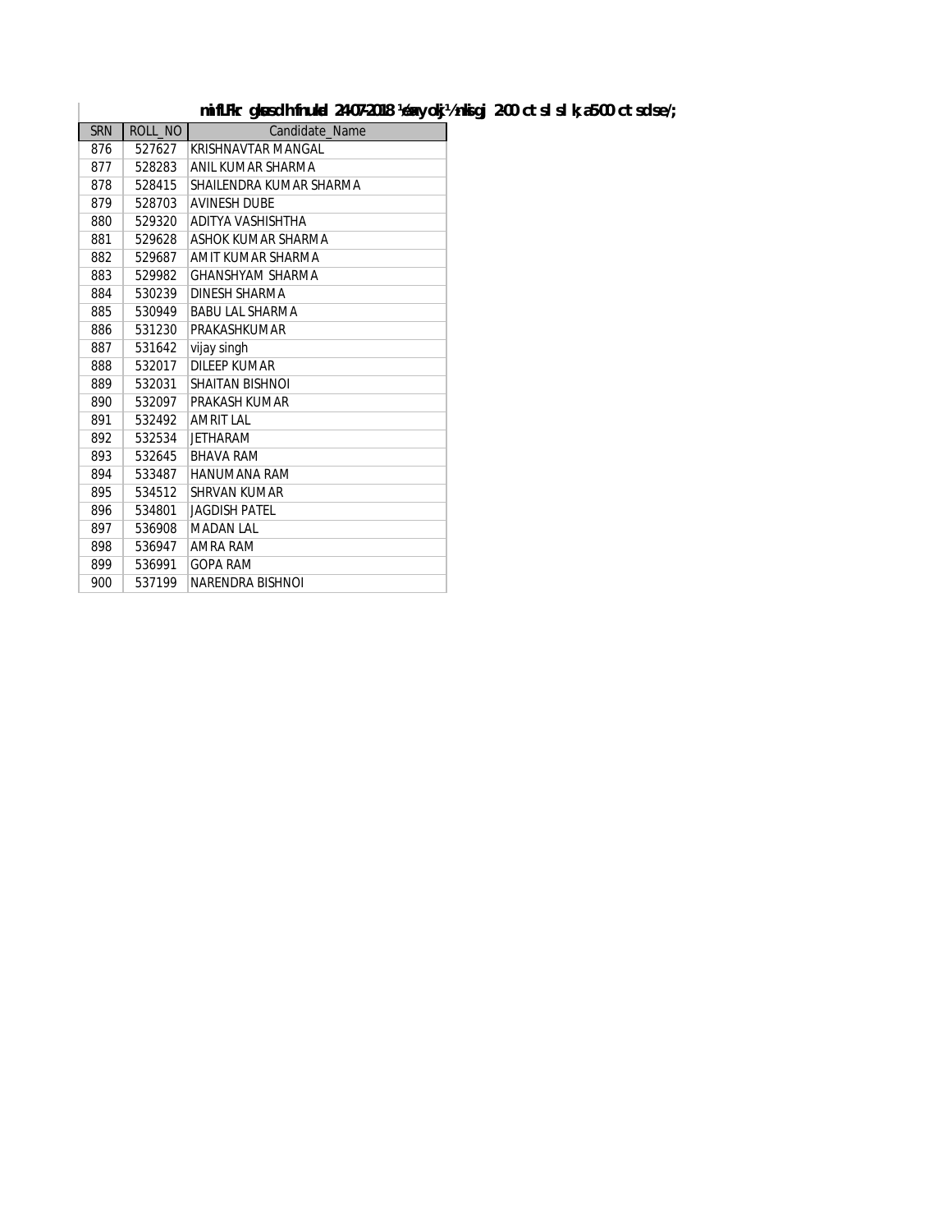**mifLFkr gksus dh fnukad 24-07-2018 ¼eaxyokj½ nksigj 2-00 ct s l s l k;a 5-00 ct s d se/;**

| SRN | ROLL_NO | Candidate_Name |
|---|---|---|
| 876 | 527627 | KRISHNAVTAR MANGAL |
| 877 | 528283 | ANIL KUMAR SHARMA |
| 878 | 528415 | SHAILENDRA KUMAR SHARMA |
| 879 | 528703 | AVINESH DUBE |
| 880 | 529320 | ADITYA VASHISHTHA |
| 881 | 529628 | ASHOK KUMAR SHARMA |
| 882 | 529687 | AMIT KUMAR SHARMA |
| 883 | 529982 | GHANSHYAM SHARMA |
| 884 | 530239 | DINESH SHARMA |
| 885 | 530949 | BABU LAL SHARMA |
| 886 | 531230 | PRAKASHKUMAR |
| 887 | 531642 | vijay singh |
| 888 | 532017 | DILEEP KUMAR |
| 889 | 532031 | SHAITAN BISHNOI |
| 890 | 532097 | PRAKASH KUMAR |
| 891 | 532492 | AMRIT LAL |
| 892 | 532534 | JETHARAM |
| 893 | 532645 | BHAVA RAM |
| 894 | 533487 | HANUMANA RAM |
| 895 | 534512 | SHRVAN KUMAR |
| 896 | 534801 | JAGDISH PATEL |
| 897 | 536908 | MADAN LAL |
| 898 | 536947 | AMRA RAM |
| 899 | 536991 | GOPA RAM |
| 900 | 537199 | NARENDRA BISHNOI |